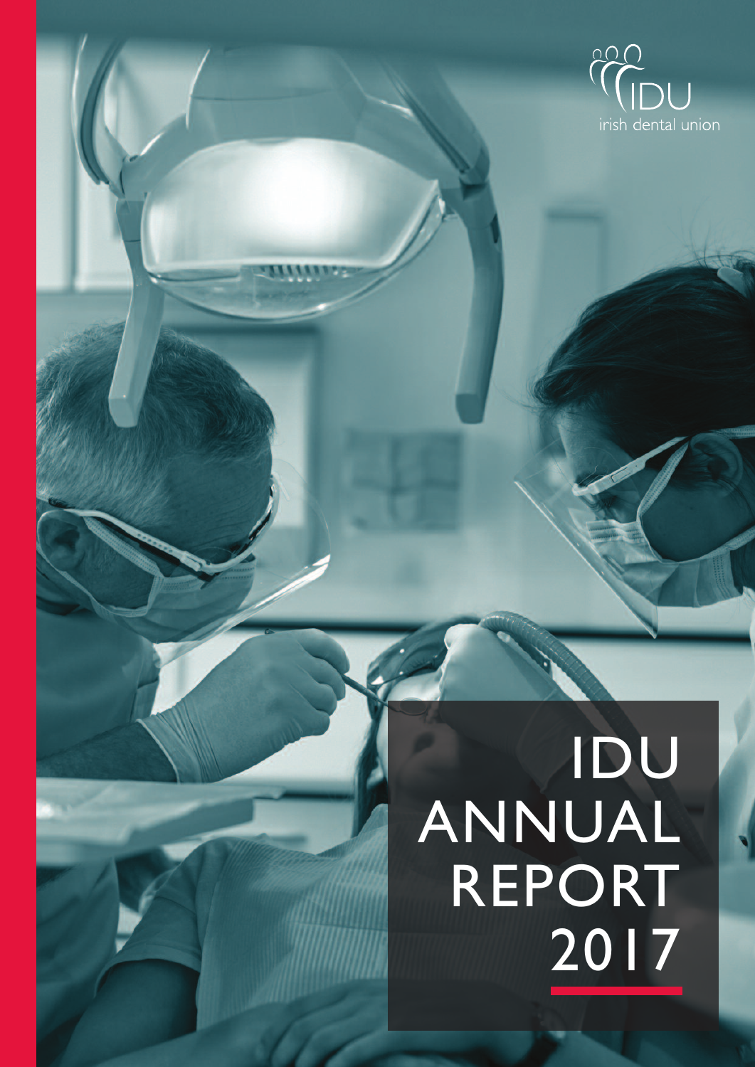IDU

irish dental union

# IDU ANNUAL REPORT 2017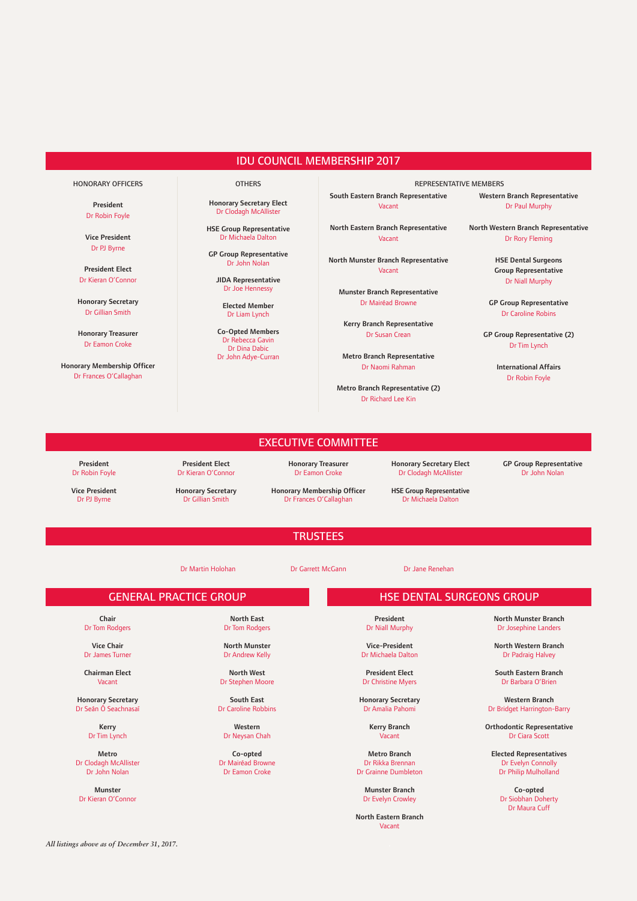## IDU COUNCIL MEMBERSHIP 2017

### HONORARY OFFICERS

**President**
Dr Robin Foyle

**Vice President**
Dr PJ Byrne

**President Elect**
Dr Kieran O'Connor

**Honorary Secretary**
Dr Gillian Smith

**Honorary Treasurer**
Dr Eamon Croke

**Honorary Membership Officer**
Dr Frances O'Callaghan

### OTHERS

**Honorary Secretary Elect**
Dr Clodagh McAllister

**HSE Group Representative**
Dr Michaela Dalton

**GP Group Representative**
Dr John Nolan

**JIDA Representative**
Dr Joe Hennessy

**Elected Member**
Dr Liam Lynch

**Co-Opted Members**
Dr Rebecca Gavin
Dr Dina Dabic
Dr John Adye-Curran

### REPRESENTATIVE MEMBERS

**South Eastern Branch Representative**
Vacant

**North Eastern Branch Representative**
Vacant

**North Munster Branch Representative**
Vacant

**Munster Branch Representative**
Dr Mairéad Browne

**Kerry Branch Representative**
Dr Susan Crean

**Metro Branch Representative**
Dr Naomi Rahman

**Metro Branch Representative (2)**
Dr Richard Lee Kin

**Western Branch Representative**
Dr Paul Murphy

**North Western Branch Representative**
Dr Rory Fleming

**HSE Dental Surgeons Group Representative**
Dr Niall Murphy

**GP Group Representative**
Dr Caroline Robins

**GP Group Representative (2)**
Dr Tim Lynch

**International Affairs**
Dr Robin Foyle

## EXECUTIVE COMMITTEE

**President**
Dr Robin Foyle

**Vice President**
Dr PJ Byrne

**President Elect**
Dr Kieran O'Connor

**Honorary Secretary**
Dr Gillian Smith

**Honorary Treasurer**
Dr Eamon Croke

**Honorary Membership Officer**
Dr Frances O'Callaghan

**Honorary Secretary Elect**
Dr Clodagh McAllister

**HSE Group Representative**
Dr Michaela Dalton

**GP Group Representative**
Dr John Nolan

## TRUSTEES

Dr Martin Holohan
Dr Garrett McGann
Dr Jane Renehan

## GENERAL PRACTICE GROUP

**Chair**
Dr Tom Rodgers

**Vice Chair**
Dr James Turner

**Chairman Elect**
Vacant

**Honorary Secretary**
Dr Seán Ó Seachnasaí

**Kerry**
Dr Tim Lynch

**Metro**
Dr Clodagh McAllister
Dr John Nolan

**Munster**
Dr Kieran O'Connor

**North East**
Dr Tom Rodgers

**North Munster**
Dr Andrew Kelly

**North West**
Dr Stephen Moore

**South East**
Dr Caroline Robbins

**Western**
Dr Neysan Chah

**Co-opted**
Dr Mairéad Browne
Dr Eamon Croke

## HSE DENTAL SURGEONS GROUP

**President**
Dr Niall Murphy

**Vice-President**
Dr Michaela Dalton

**President Elect**
Dr Christine Myers

**Honorary Secretary**
Dr Amalia Pahomi

**Kerry Branch**
Vacant

**Metro Branch**
Dr Rikka Brennan
Dr Grainne Dumbleton

**Munster Branch**
Dr Evelyn Crowley

**North Eastern Branch**
Vacant

**North Munster Branch**
Dr Josephine Landers

**North Western Branch**
Dr Padraig Halvey

**South Eastern Branch**
Dr Barbara O'Brien

**Western Branch**
Dr Bridget Harrington-Barry

**Orthodontic Representative**
Dr Ciara Scott

**Elected Representatives**
Dr Evelyn Connolly
Dr Philip Mulholland

**Co-opted**
Dr Siobhan Doherty
Dr Maura Cuff

*All listings above as of December 31, 2017.*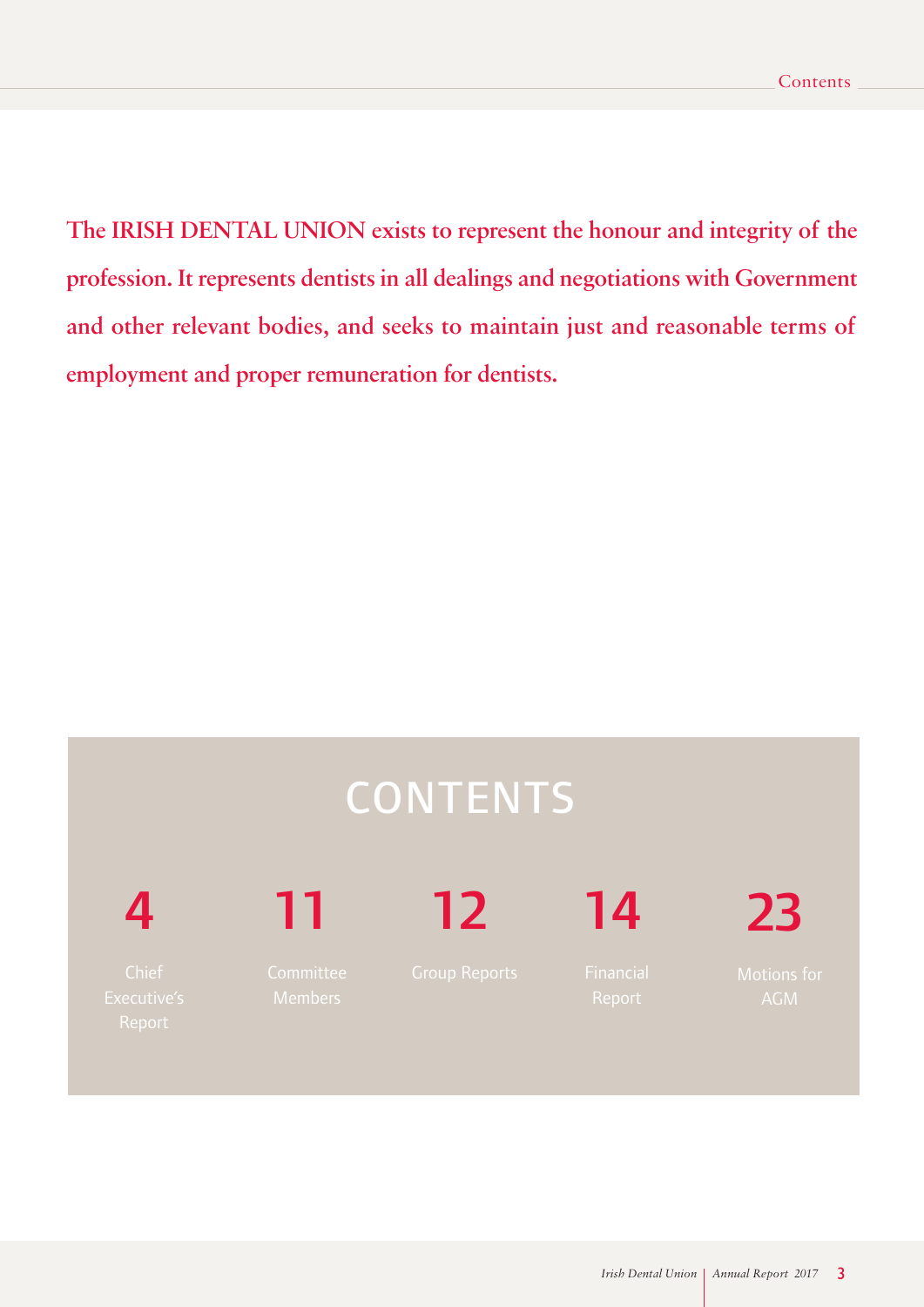**The IRISH DENTAL UNION exists to represent the honour and integrity of the profession. It represents dentists in all dealings and negotiations with Government and other relevant bodies, and seeks to maintain just and reasonable terms of employment and proper remuneration for dentists.**

# CONTENTS

**4** Chief Executive's Report

**11** Committee Members

**12** Group Reports

**14** Financial Report

**23** Motions for AGM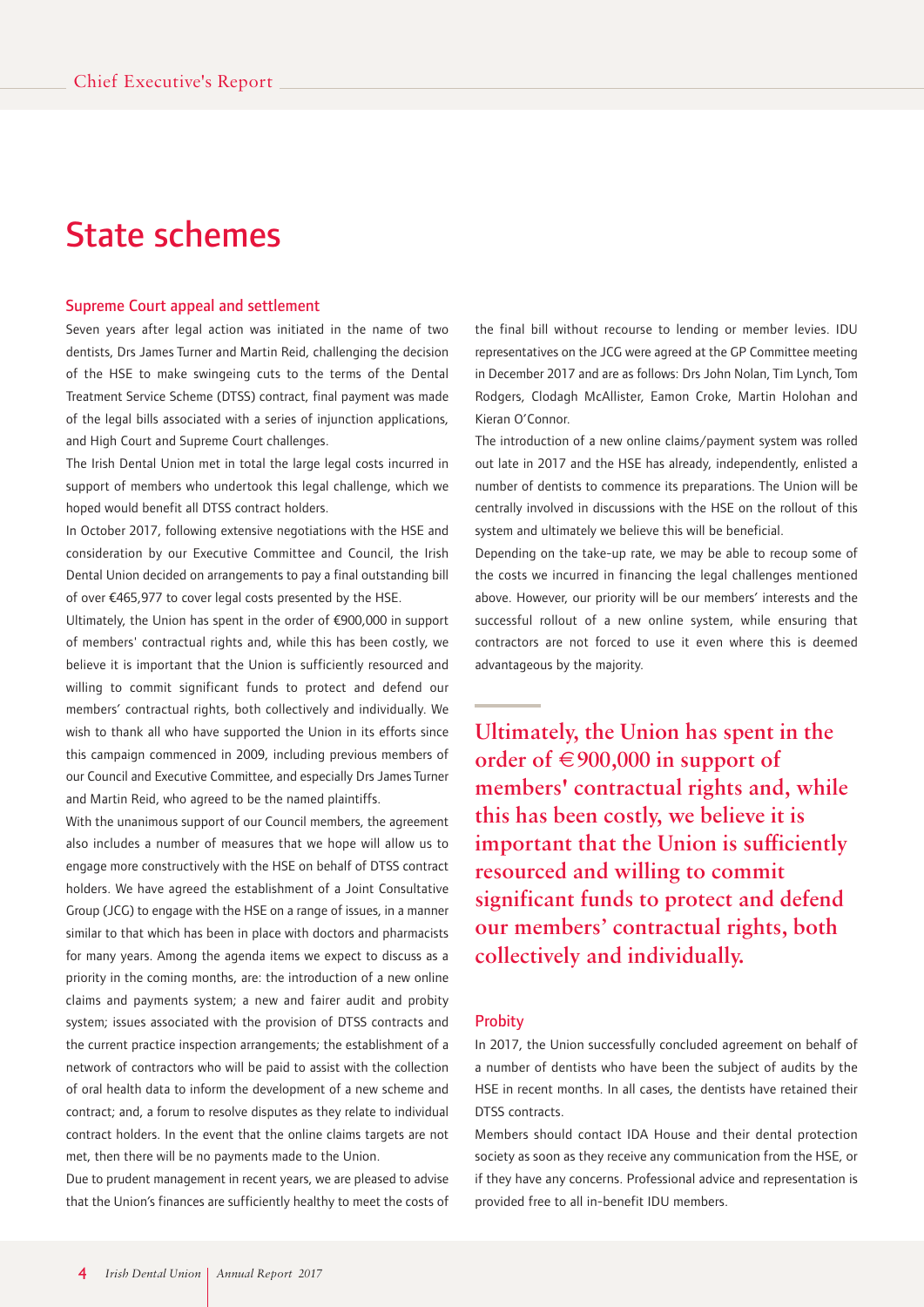# State schemes

## Supreme Court appeal and settlement

Seven years after legal action was initiated in the name of two dentists, Drs James Turner and Martin Reid, challenging the decision of the HSE to make swingeing cuts to the terms of the Dental Treatment Service Scheme (DTSS) contract, final payment was made of the legal bills associated with a series of injunction applications, and High Court and Supreme Court challenges.

The Irish Dental Union met in total the large legal costs incurred in support of members who undertook this legal challenge, which we hoped would benefit all DTSS contract holders.

In October 2017, following extensive negotiations with the HSE and consideration by our Executive Committee and Council, the Irish Dental Union decided on arrangements to pay a final outstanding bill of over €465,977 to cover legal costs presented by the HSE.

Ultimately, the Union has spent in the order of €900,000 in support of members' contractual rights and, while this has been costly, we believe it is important that the Union is sufficiently resourced and willing to commit significant funds to protect and defend our members' contractual rights, both collectively and individually. We wish to thank all who have supported the Union in its efforts since this campaign commenced in 2009, including previous members of our Council and Executive Committee, and especially Drs James Turner and Martin Reid, who agreed to be the named plaintiffs.

With the unanimous support of our Council members, the agreement also includes a number of measures that we hope will allow us to engage more constructively with the HSE on behalf of DTSS contract holders. We have agreed the establishment of a Joint Consultative Group (JCG) to engage with the HSE on a range of issues, in a manner similar to that which has been in place with doctors and pharmacists for many years. Among the agenda items we expect to discuss as a priority in the coming months, are: the introduction of a new online claims and payments system; a new and fairer audit and probity system; issues associated with the provision of DTSS contracts and the current practice inspection arrangements; the establishment of a network of contractors who will be paid to assist with the collection of oral health data to inform the development of a new scheme and contract; and, a forum to resolve disputes as they relate to individual contract holders. In the event that the online claims targets are not met, then there will be no payments made to the Union.

Due to prudent management in recent years, we are pleased to advise that the Union's finances are sufficiently healthy to meet the costs of the final bill without recourse to lending or member levies. IDU representatives on the JCG were agreed at the GP Committee meeting in December 2017 and are as follows: Drs John Nolan, Tim Lynch, Tom Rodgers, Clodagh McAllister, Eamon Croke, Martin Holohan and Kieran O'Connor.

The introduction of a new online claims/payment system was rolled out late in 2017 and the HSE has already, independently, enlisted a number of dentists to commence its preparations. The Union will be centrally involved in discussions with the HSE on the rollout of this system and ultimately we believe this will be beneficial.

Depending on the take-up rate, we may be able to recoup some of the costs we incurred in financing the legal challenges mentioned above. However, our priority will be our members' interests and the successful rollout of a new online system, while ensuring that contractors are not forced to use it even where this is deemed advantageous by the majority.

**Ultimately, the Union has spent in the order of €900,000 in support of members' contractual rights and, while this has been costly, we believe it is important that the Union is sufficiently resourced and willing to commit significant funds to protect and defend our members' contractual rights, both collectively and individually.**

## Probity

In 2017, the Union successfully concluded agreement on behalf of a number of dentists who have been the subject of audits by the HSE in recent months. In all cases, the dentists have retained their DTSS contracts.

Members should contact IDA House and their dental protection society as soon as they receive any communication from the HSE, or if they have any concerns. Professional advice and representation is provided free to all in-benefit IDU members.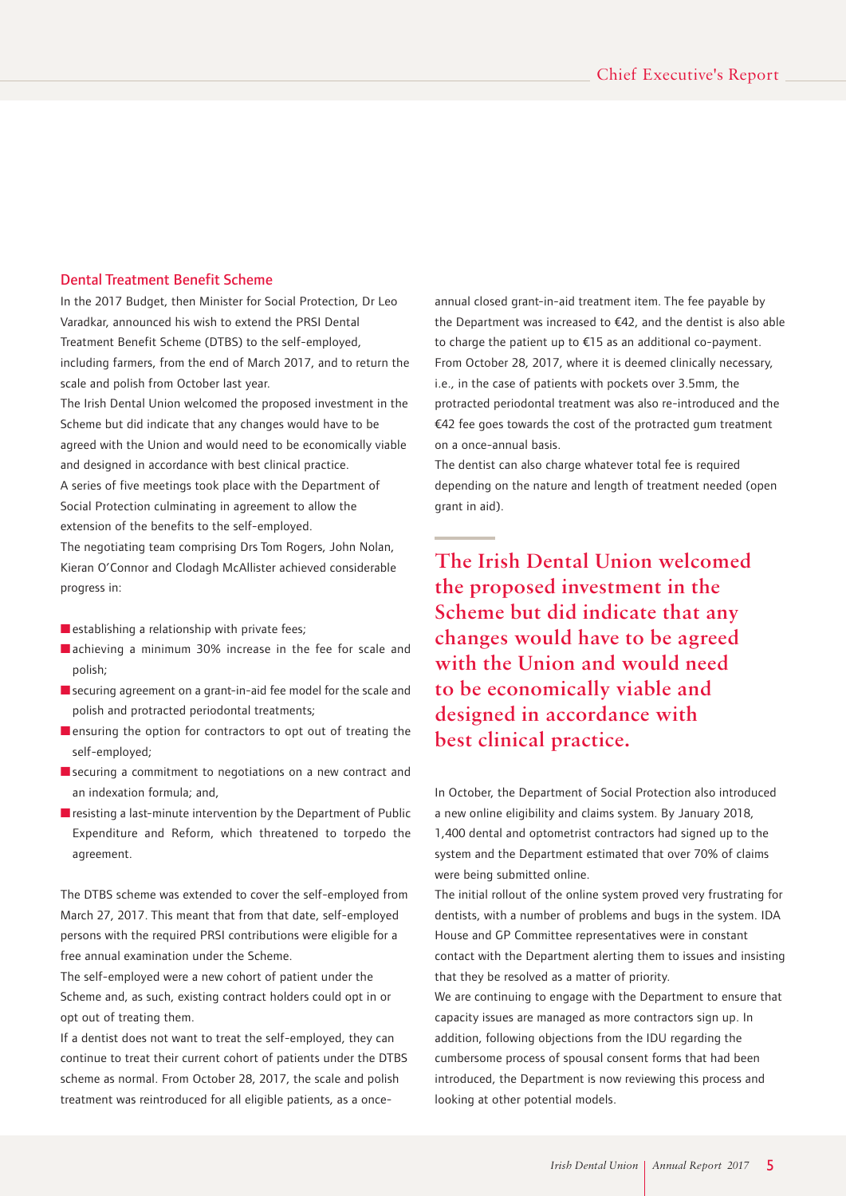## Dental Treatment Benefit Scheme

In the 2017 Budget, then Minister for Social Protection, Dr Leo Varadkar, announced his wish to extend the PRSI Dental Treatment Benefit Scheme (DTBS) to the self-employed, including farmers, from the end of March 2017, and to return the scale and polish from October last year.

The Irish Dental Union welcomed the proposed investment in the Scheme but did indicate that any changes would have to be agreed with the Union and would need to be economically viable and designed in accordance with best clinical practice.

A series of five meetings took place with the Department of Social Protection culminating in agreement to allow the extension of the benefits to the self-employed.

The negotiating team comprising Drs Tom Rogers, John Nolan, Kieran O'Connor and Clodagh McAllister achieved considerable progress in:

- establishing a relationship with private fees;
- achieving a minimum 30% increase in the fee for scale and polish;
- securing agreement on a grant-in-aid fee model for the scale and polish and protracted periodontal treatments;
- ensuring the option for contractors to opt out of treating the self-employed;
- securing a commitment to negotiations on a new contract and an indexation formula; and,
- resisting a last-minute intervention by the Department of Public Expenditure and Reform, which threatened to torpedo the agreement.

The DTBS scheme was extended to cover the self-employed from March 27, 2017. This meant that from that date, self-employed persons with the required PRSI contributions were eligible for a free annual examination under the Scheme.

The self-employed were a new cohort of patient under the Scheme and, as such, existing contract holders could opt in or opt out of treating them.

If a dentist does not want to treat the self-employed, they can continue to treat their current cohort of patients under the DTBS scheme as normal. From October 28, 2017, the scale and polish treatment was reintroduced for all eligible patients, as a once-annual closed grant-in-aid treatment item. The fee payable by the Department was increased to €42, and the dentist is also able to charge the patient up to €15 as an additional co-payment. From October 28, 2017, where it is deemed clinically necessary, i.e., in the case of patients with pockets over 3.5mm, the protracted periodontal treatment was also re-introduced and the €42 fee goes towards the cost of the protracted gum treatment on a once-annual basis.

The dentist can also charge whatever total fee is required depending on the nature and length of treatment needed (open grant in aid).

**The Irish Dental Union welcomed the proposed investment in the Scheme but did indicate that any changes would have to be agreed with the Union and would need to be economically viable and designed in accordance with best clinical practice.**

In October, the Department of Social Protection also introduced a new online eligibility and claims system. By January 2018, 1,400 dental and optometrist contractors had signed up to the system and the Department estimated that over 70% of claims were being submitted online.

The initial rollout of the online system proved very frustrating for dentists, with a number of problems and bugs in the system. IDA House and GP Committee representatives were in constant contact with the Department alerting them to issues and insisting that they be resolved as a matter of priority.

We are continuing to engage with the Department to ensure that capacity issues are managed as more contractors sign up. In addition, following objections from the IDU regarding the cumbersome process of spousal consent forms that had been introduced, the Department is now reviewing this process and looking at other potential models.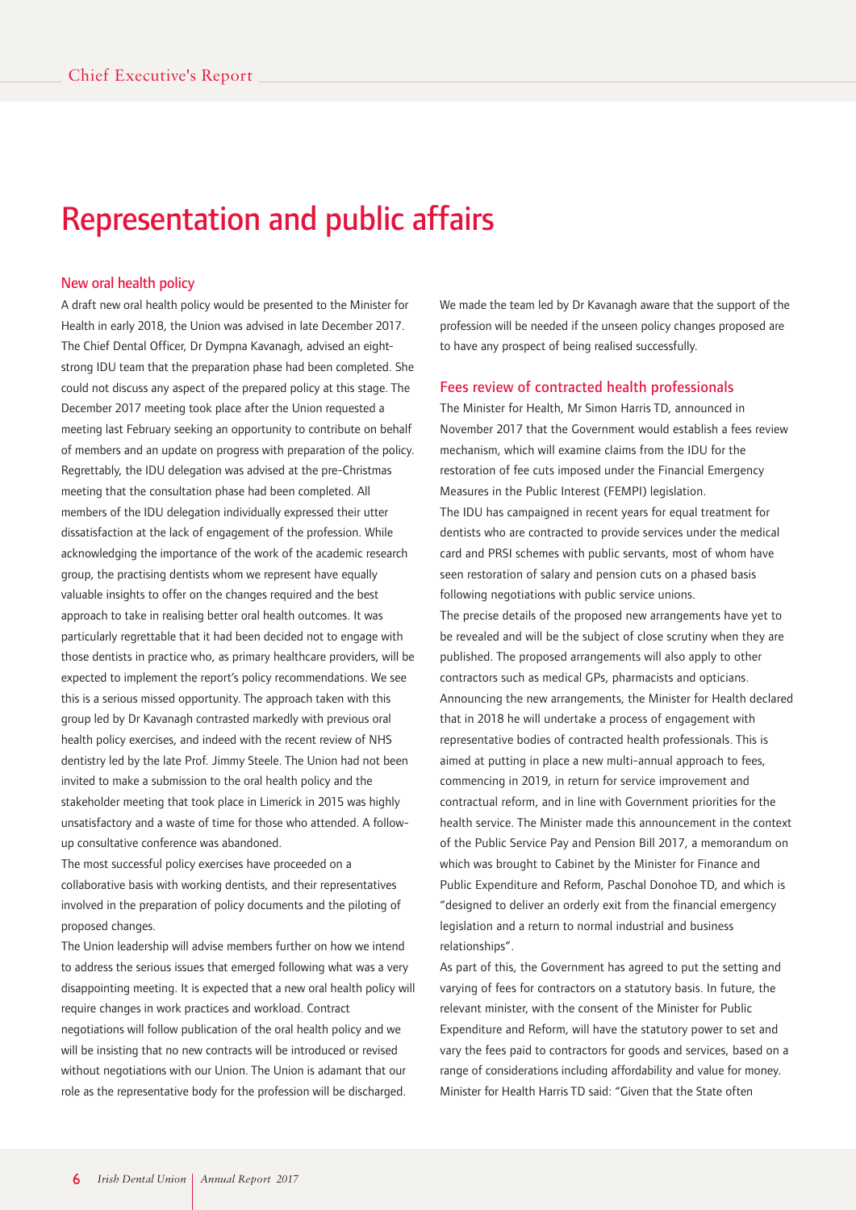# Representation and public affairs

## New oral health policy

A draft new oral health policy would be presented to the Minister for Health in early 2018, the Union was advised in late December 2017. The Chief Dental Officer, Dr Dympna Kavanagh, advised an eight-strong IDU team that the preparation phase had been completed. She could not discuss any aspect of the prepared policy at this stage. The December 2017 meeting took place after the Union requested a meeting last February seeking an opportunity to contribute on behalf of members and an update on progress with preparation of the policy. Regrettably, the IDU delegation was advised at the pre-Christmas meeting that the consultation phase had been completed. All members of the IDU delegation individually expressed their utter dissatisfaction at the lack of engagement of the profession. While acknowledging the importance of the work of the academic research group, the practising dentists whom we represent have equally valuable insights to offer on the changes required and the best approach to take in realising better oral health outcomes. It was particularly regrettable that it had been decided not to engage with those dentists in practice who, as primary healthcare providers, will be expected to implement the report's policy recommendations. We see this is a serious missed opportunity. The approach taken with this group led by Dr Kavanagh contrasted markedly with previous oral health policy exercises, and indeed with the recent review of NHS dentistry led by the late Prof. Jimmy Steele. The Union had not been invited to make a submission to the oral health policy and the stakeholder meeting that took place in Limerick in 2015 was highly unsatisfactory and a waste of time for those who attended. A follow-up consultative conference was abandoned.

The most successful policy exercises have proceeded on a collaborative basis with working dentists, and their representatives involved in the preparation of policy documents and the piloting of proposed changes.

The Union leadership will advise members further on how we intend to address the serious issues that emerged following what was a very disappointing meeting. It is expected that a new oral health policy will require changes in work practices and workload. Contract negotiations will follow publication of the oral health policy and we will be insisting that no new contracts will be introduced or revised without negotiations with our Union. The Union is adamant that our role as the representative body for the profession will be discharged.

We made the team led by Dr Kavanagh aware that the support of the profession will be needed if the unseen policy changes proposed are to have any prospect of being realised successfully.

## Fees review of contracted health professionals

The Minister for Health, Mr Simon Harris TD, announced in November 2017 that the Government would establish a fees review mechanism, which will examine claims from the IDU for the restoration of fee cuts imposed under the Financial Emergency Measures in the Public Interest (FEMPI) legislation.

The IDU has campaigned in recent years for equal treatment for dentists who are contracted to provide services under the medical card and PRSI schemes with public servants, most of whom have seen restoration of salary and pension cuts on a phased basis following negotiations with public service unions.

The precise details of the proposed new arrangements have yet to be revealed and will be the subject of close scrutiny when they are published. The proposed arrangements will also apply to other contractors such as medical GPs, pharmacists and opticians.

Announcing the new arrangements, the Minister for Health declared that in 2018 he will undertake a process of engagement with representative bodies of contracted health professionals. This is aimed at putting in place a new multi-annual approach to fees, commencing in 2019, in return for service improvement and contractual reform, and in line with Government priorities for the health service. The Minister made this announcement in the context of the Public Service Pay and Pension Bill 2017, a memorandum on which was brought to Cabinet by the Minister for Finance and Public Expenditure and Reform, Paschal Donohoe TD, and which is "designed to deliver an orderly exit from the financial emergency legislation and a return to normal industrial and business relationships".

As part of this, the Government has agreed to put the setting and varying of fees for contractors on a statutory basis. In future, the relevant minister, with the consent of the Minister for Public Expenditure and Reform, will have the statutory power to set and vary the fees paid to contractors for goods and services, based on a range of considerations including affordability and value for money. Minister for Health Harris TD said: "Given that the State often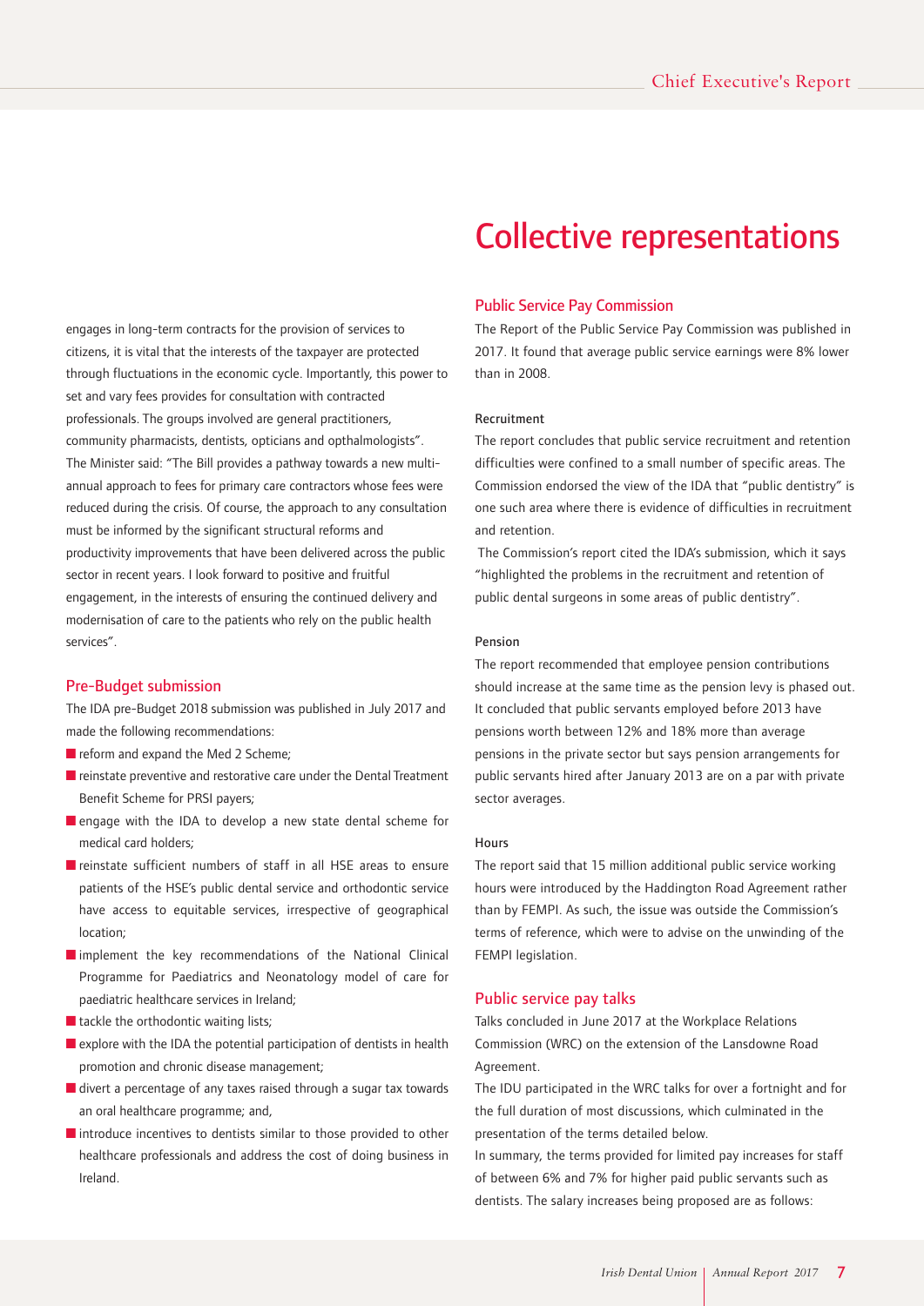engages in long-term contracts for the provision of services to citizens, it is vital that the interests of the taxpayer are protected through fluctuations in the economic cycle. Importantly, this power to set and vary fees provides for consultation with contracted professionals. The groups involved are general practitioners, community pharmacists, dentists, opticians and opthalmologists". The Minister said: "The Bill provides a pathway towards a new multi-annual approach to fees for primary care contractors whose fees were reduced during the crisis. Of course, the approach to any consultation must be informed by the significant structural reforms and productivity improvements that have been delivered across the public sector in recent years. I look forward to positive and fruitful engagement, in the interests of ensuring the continued delivery and modernisation of care to the patients who rely on the public health services".

### Pre-Budget submission

The IDA pre-Budget 2018 submission was published in July 2017 and made the following recommendations:

- reform and expand the Med 2 Scheme;
- reinstate preventive and restorative care under the Dental Treatment Benefit Scheme for PRSI payers;
- engage with the IDA to develop a new state dental scheme for medical card holders;
- reinstate sufficient numbers of staff in all HSE areas to ensure patients of the HSE's public dental service and orthodontic service have access to equitable services, irrespective of geographical location;
- implement the key recommendations of the National Clinical Programme for Paediatrics and Neonatology model of care for paediatric healthcare services in Ireland;
- tackle the orthodontic waiting lists;
- explore with the IDA the potential participation of dentists in health promotion and chronic disease management;
- divert a percentage of any taxes raised through a sugar tax towards an oral healthcare programme; and,
- introduce incentives to dentists similar to those provided to other healthcare professionals and address the cost of doing business in Ireland.

# Collective representations

### Public Service Pay Commission

The Report of the Public Service Pay Commission was published in 2017. It found that average public service earnings were 8% lower than in 2008.

#### Recruitment

The report concludes that public service recruitment and retention difficulties were confined to a small number of specific areas. The Commission endorsed the view of the IDA that "public dentistry" is one such area where there is evidence of difficulties in recruitment and retention.

The Commission's report cited the IDA's submission, which it says "highlighted the problems in the recruitment and retention of public dental surgeons in some areas of public dentistry".

#### Pension

The report recommended that employee pension contributions should increase at the same time as the pension levy is phased out. It concluded that public servants employed before 2013 have pensions worth between 12% and 18% more than average pensions in the private sector but says pension arrangements for public servants hired after January 2013 are on a par with private sector averages.

#### Hours

The report said that 15 million additional public service working hours were introduced by the Haddington Road Agreement rather than by FEMPI. As such, the issue was outside the Commission's terms of reference, which were to advise on the unwinding of the FEMPI legislation.

### Public service pay talks

Talks concluded in June 2017 at the Workplace Relations Commission (WRC) on the extension of the Lansdowne Road Agreement.

The IDU participated in the WRC talks for over a fortnight and for the full duration of most discussions, which culminated in the presentation of the terms detailed below.

In summary, the terms provided for limited pay increases for staff of between 6% and 7% for higher paid public servants such as dentists. The salary increases being proposed are as follows: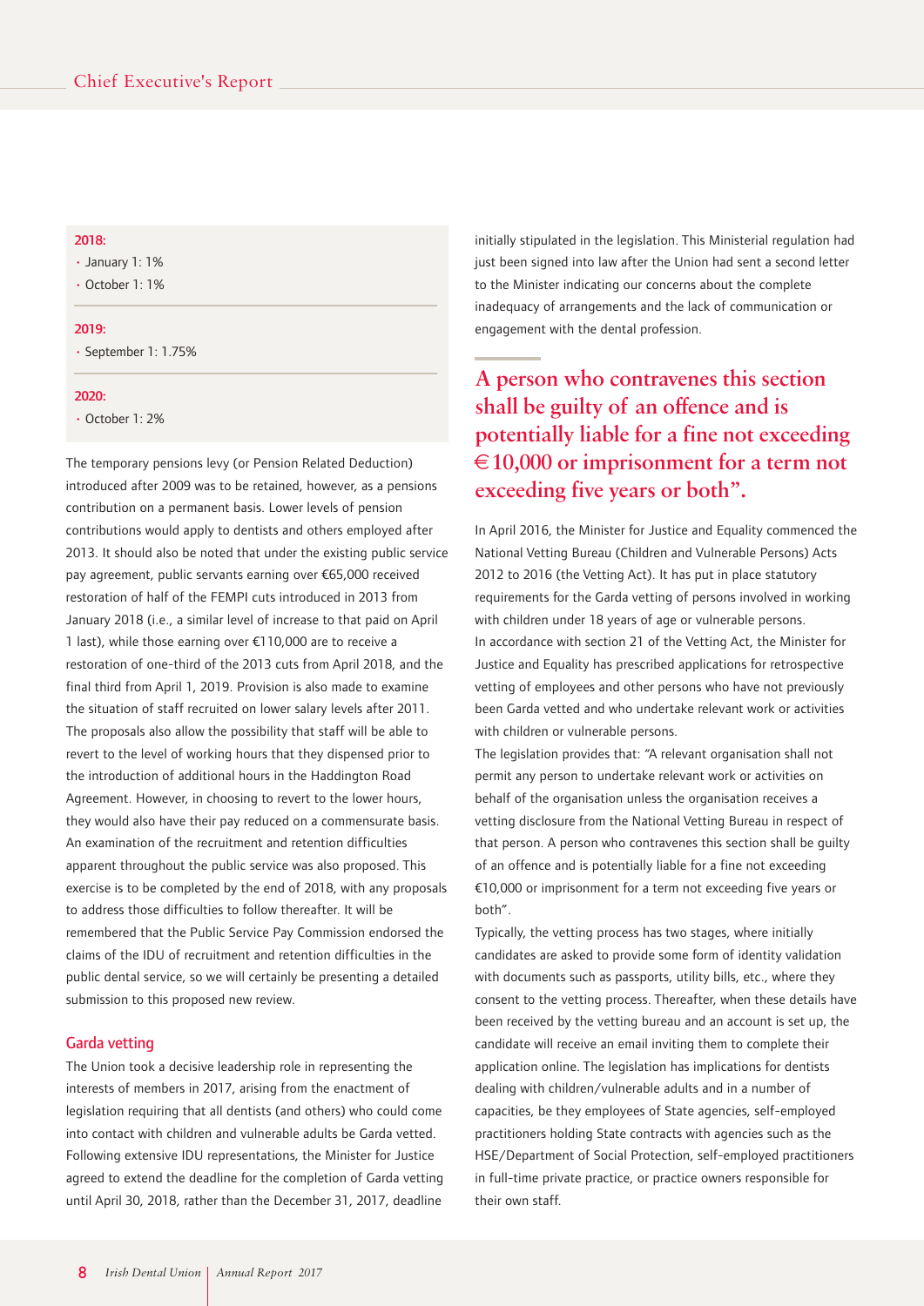**2018:**

- January 1: 1%
- October 1: 1%

**2019:**

- September 1: 1.75%

**2020:**

- October 1: 2%

The temporary pensions levy (or Pension Related Deduction) introduced after 2009 was to be retained, however, as a pensions contribution on a permanent basis. Lower levels of pension contributions would apply to dentists and others employed after 2013. It should also be noted that under the existing public service pay agreement, public servants earning over €65,000 received restoration of half of the FEMPI cuts introduced in 2013 from January 2018 (i.e., a similar level of increase to that paid on April 1 last), while those earning over €110,000 are to receive a restoration of one-third of the 2013 cuts from April 2018, and the final third from April 1, 2019. Provision is also made to examine the situation of staff recruited on lower salary levels after 2011. The proposals also allow the possibility that staff will be able to revert to the level of working hours that they dispensed prior to the introduction of additional hours in the Haddington Road Agreement. However, in choosing to revert to the lower hours, they would also have their pay reduced on a commensurate basis. An examination of the recruitment and retention difficulties apparent throughout the public service was also proposed. This exercise is to be completed by the end of 2018, with any proposals to address those difficulties to follow thereafter. It will be remembered that the Public Service Pay Commission endorsed the claims of the IDU of recruitment and retention difficulties in the public dental service, so we will certainly be presenting a detailed submission to this proposed new review.

## Garda vetting

The Union took a decisive leadership role in representing the interests of members in 2017, arising from the enactment of legislation requiring that all dentists (and others) who could come into contact with children and vulnerable adults be Garda vetted. Following extensive IDU representations, the Minister for Justice agreed to extend the deadline for the completion of Garda vetting until April 30, 2018, rather than the December 31, 2017, deadline initially stipulated in the legislation. This Ministerial regulation had just been signed into law after the Union had sent a second letter to the Minister indicating our concerns about the complete inadequacy of arrangements and the lack of communication or engagement with the dental profession.

> **A person who contravenes this section shall be guilty of an offence and is potentially liable for a fine not exceeding €10,000 or imprisonment for a term not exceeding five years or both".**

In April 2016, the Minister for Justice and Equality commenced the National Vetting Bureau (Children and Vulnerable Persons) Acts 2012 to 2016 (the Vetting Act). It has put in place statutory requirements for the Garda vetting of persons involved in working with children under 18 years of age or vulnerable persons.

In accordance with section 21 of the Vetting Act, the Minister for Justice and Equality has prescribed applications for retrospective vetting of employees and other persons who have not previously been Garda vetted and who undertake relevant work or activities with children or vulnerable persons.

The legislation provides that: "A relevant organisation shall not permit any person to undertake relevant work or activities on behalf of the organisation unless the organisation receives a vetting disclosure from the National Vetting Bureau in respect of that person. A person who contravenes this section shall be guilty of an offence and is potentially liable for a fine not exceeding €10,000 or imprisonment for a term not exceeding five years or both".

Typically, the vetting process has two stages, where initially candidates are asked to provide some form of identity validation with documents such as passports, utility bills, etc., where they consent to the vetting process. Thereafter, when these details have been received by the vetting bureau and an account is set up, the candidate will receive an email inviting them to complete their application online. The legislation has implications for dentists dealing with children/vulnerable adults and in a number of capacities, be they employees of State agencies, self-employed practitioners holding State contracts with agencies such as the HSE/Department of Social Protection, self-employed practitioners in full-time private practice, or practice owners responsible for their own staff.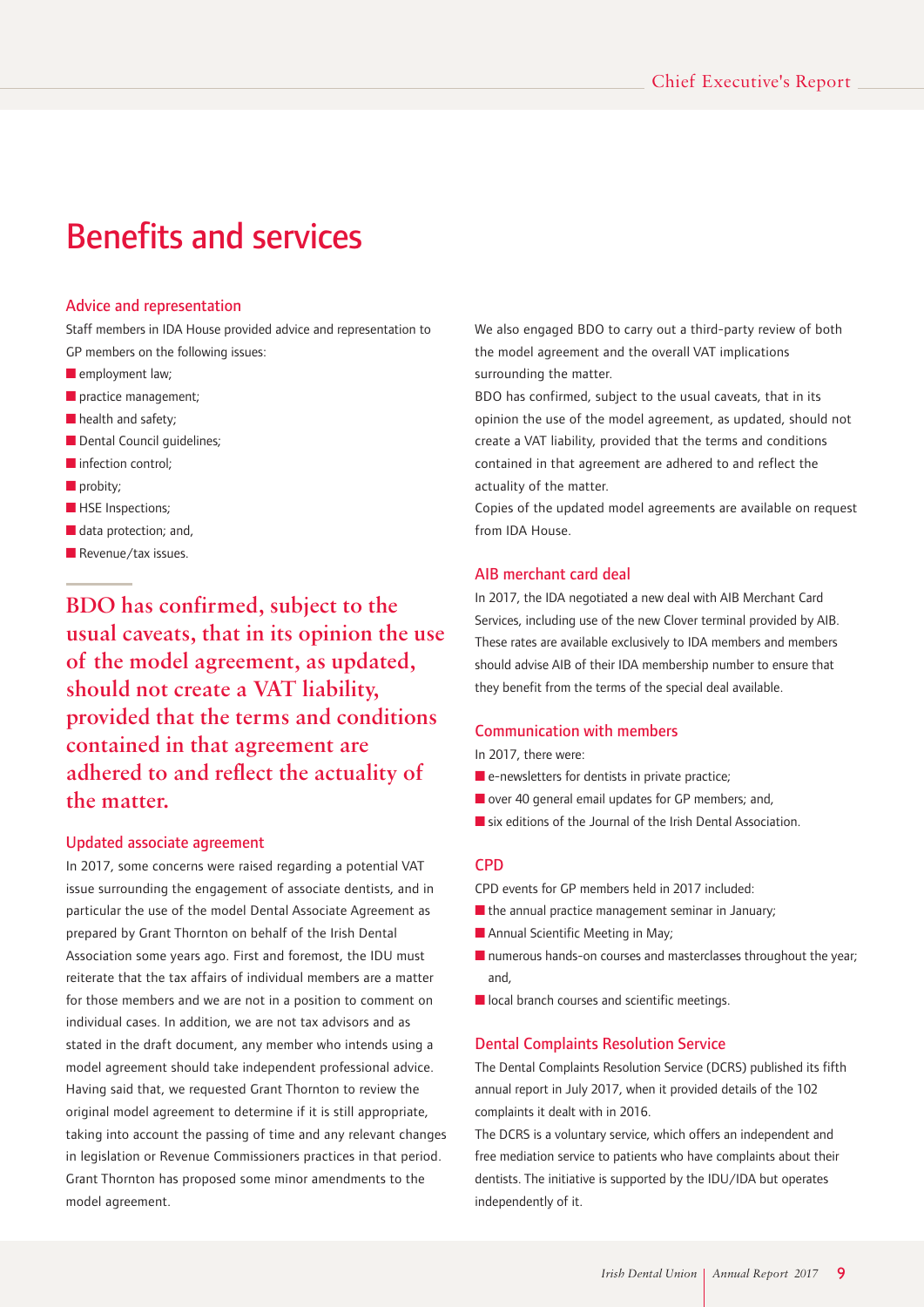# Benefits and services

## Advice and representation

Staff members in IDA House provided advice and representation to GP members on the following issues:

- employment law;
- practice management;
- health and safety;
- Dental Council guidelines;
- infection control;
- probity;
- HSE Inspections;
- data protection; and,
- Revenue/tax issues.

**BDO has confirmed, subject to the usual caveats, that in its opinion the use of the model agreement, as updated, should not create a VAT liability, provided that the terms and conditions contained in that agreement are adhered to and reflect the actuality of the matter.**

## Updated associate agreement

In 2017, some concerns were raised regarding a potential VAT issue surrounding the engagement of associate dentists, and in particular the use of the model Dental Associate Agreement as prepared by Grant Thornton on behalf of the Irish Dental Association some years ago. First and foremost, the IDU must reiterate that the tax affairs of individual members are a matter for those members and we are not in a position to comment on individual cases. In addition, we are not tax advisors and as stated in the draft document, any member who intends using a model agreement should take independent professional advice. Having said that, we requested Grant Thornton to review the original model agreement to determine if it is still appropriate, taking into account the passing of time and any relevant changes in legislation or Revenue Commissioners practices in that period. Grant Thornton has proposed some minor amendments to the model agreement.

We also engaged BDO to carry out a third-party review of both the model agreement and the overall VAT implications surrounding the matter.

BDO has confirmed, subject to the usual caveats, that in its opinion the use of the model agreement, as updated, should not create a VAT liability, provided that the terms and conditions contained in that agreement are adhered to and reflect the actuality of the matter.

Copies of the updated model agreements are available on request from IDA House.

## AIB merchant card deal

In 2017, the IDA negotiated a new deal with AIB Merchant Card Services, including use of the new Clover terminal provided by AIB. These rates are available exclusively to IDA members and members should advise AIB of their IDA membership number to ensure that they benefit from the terms of the special deal available.

## Communication with members

In 2017, there were:

- e-newsletters for dentists in private practice;
- over 40 general email updates for GP members; and,
- six editions of the Journal of the Irish Dental Association.

## CPD

CPD events for GP members held in 2017 included:

- the annual practice management seminar in January;
- Annual Scientific Meeting in May;
- numerous hands-on courses and masterclasses throughout the year; and,
- local branch courses and scientific meetings.

## Dental Complaints Resolution Service

The Dental Complaints Resolution Service (DCRS) published its fifth annual report in July 2017, when it provided details of the 102 complaints it dealt with in 2016.

The DCRS is a voluntary service, which offers an independent and free mediation service to patients who have complaints about their dentists. The initiative is supported by the IDU/IDA but operates independently of it.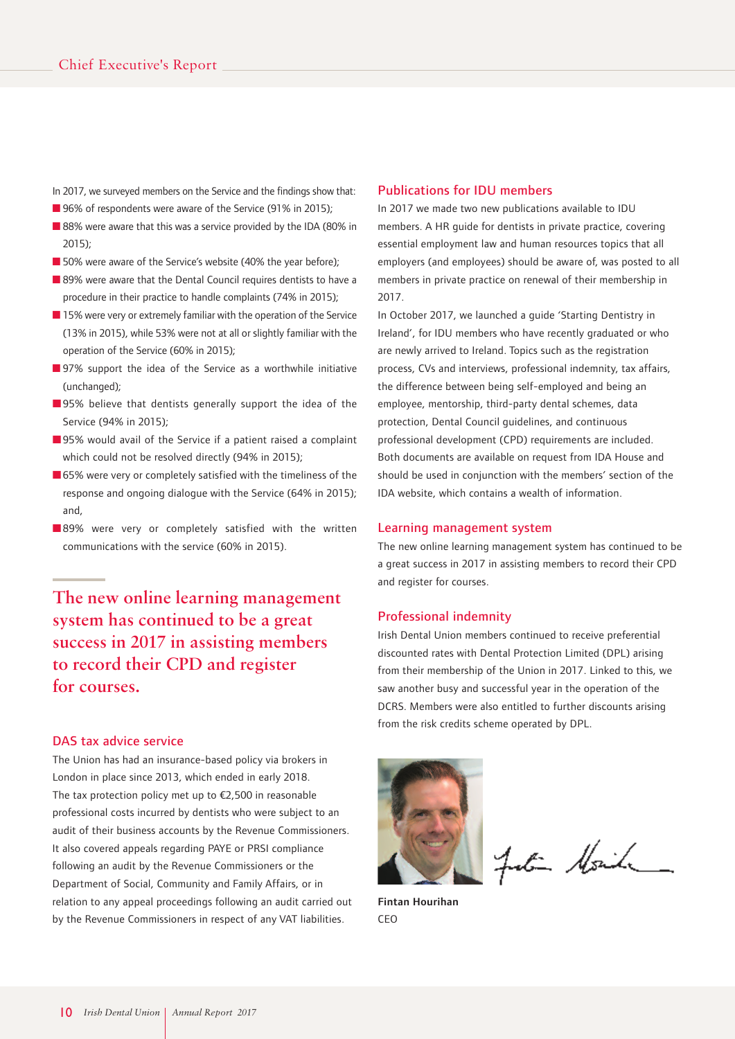In 2017, we surveyed members on the Service and the findings show that:

- 96% of respondents were aware of the Service (91% in 2015);
- 88% were aware that this was a service provided by the IDA (80% in 2015);
- 50% were aware of the Service's website (40% the year before);
- 89% were aware that the Dental Council requires dentists to have a procedure in their practice to handle complaints (74% in 2015);
- 15% were very or extremely familiar with the operation of the Service (13% in 2015), while 53% were not at all or slightly familiar with the operation of the Service (60% in 2015);
- 97% support the idea of the Service as a worthwhile initiative (unchanged);
- 95% believe that dentists generally support the idea of the Service (94% in 2015);
- 95% would avail of the Service if a patient raised a complaint which could not be resolved directly (94% in 2015);
- 65% were very or completely satisfied with the timeliness of the response and ongoing dialogue with the Service (64% in 2015); and,
- 89% were very or completely satisfied with the written communications with the service (60% in 2015).

**The new online learning management system has continued to be a great success in 2017 in assisting members to record their CPD and register for courses.**

## DAS tax advice service

The Union has had an insurance-based policy via brokers in London in place since 2013, which ended in early 2018. The tax protection policy met up to €2,500 in reasonable professional costs incurred by dentists who were subject to an audit of their business accounts by the Revenue Commissioners. It also covered appeals regarding PAYE or PRSI compliance following an audit by the Revenue Commissioners or the Department of Social, Community and Family Affairs, or in relation to any appeal proceedings following an audit carried out by the Revenue Commissioners in respect of any VAT liabilities.

## Publications for IDU members

In 2017 we made two new publications available to IDU members. A HR guide for dentists in private practice, covering essential employment law and human resources topics that all employers (and employees) should be aware of, was posted to all members in private practice on renewal of their membership in 2017.

In October 2017, we launched a guide 'Starting Dentistry in Ireland', for IDU members who have recently graduated or who are newly arrived to Ireland. Topics such as the registration process, CVs and interviews, professional indemnity, tax affairs, the difference between being self-employed and being an employee, mentorship, third-party dental schemes, data protection, Dental Council guidelines, and continuous professional development (CPD) requirements are included. Both documents are available on request from IDA House and should be used in conjunction with the members' section of the IDA website, which contains a wealth of information.

## Learning management system

The new online learning management system has continued to be a great success in 2017 in assisting members to record their CPD and register for courses.

## Professional indemnity

Irish Dental Union members continued to receive preferential discounted rates with Dental Protection Limited (DPL) arising from their membership of the Union in 2017. Linked to this, we saw another busy and successful year in the operation of the DCRS. Members were also entitled to further discounts arising from the risk credits scheme operated by DPL.

**Fintan Hourihan**
CEO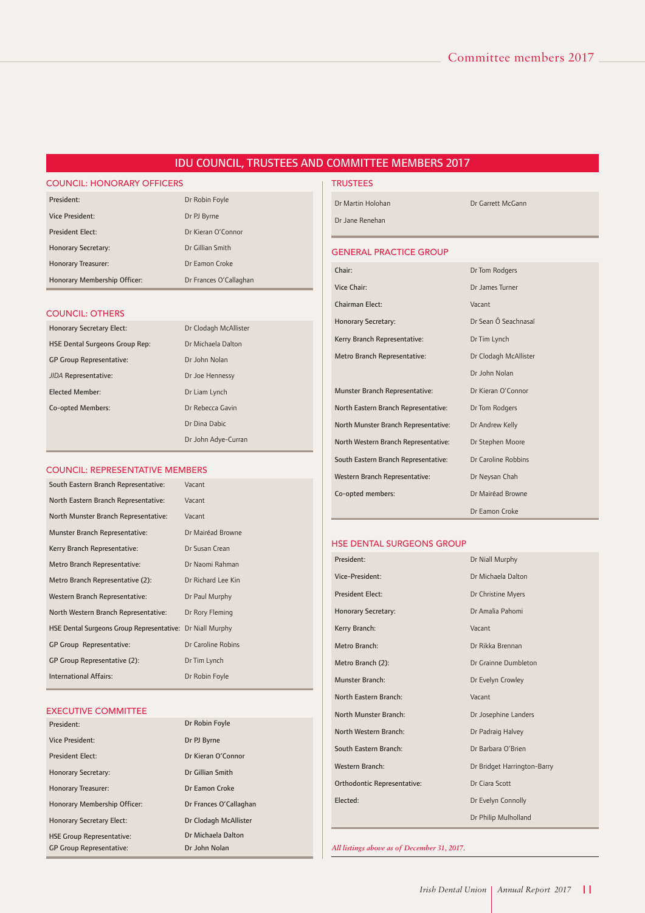# Committee members 2017

## IDU COUNCIL, TRUSTEES AND COMMITTEE MEMBERS 2017

### COUNCIL: HONORARY OFFICERS

| | |
|---|---|
| President: | Dr Robin Foyle |
| Vice President: | Dr PJ Byrne |
| President Elect: | Dr Kieran O'Connor |
| Honorary Secretary: | Dr Gillian Smith |
| Honorary Treasurer: | Dr Eamon Croke |
| Honorary Membership Officer: | Dr Frances O'Callaghan |

### COUNCIL: OTHERS

| | |
|---|---|
| Honorary Secretary Elect: | Dr Clodagh McAllister |
| HSE Dental Surgeons Group Rep: | Dr Michaela Dalton |
| GP Group Representative: | Dr John Nolan |
| *JIDA* Representative: | Dr Joe Hennessy |
| Elected Member: | Dr Liam Lynch |
| Co-opted Members: | Dr Rebecca Gavin |
| | Dr Dina Dabic |
| | Dr John Adye-Curran |

### COUNCIL: REPRESENTATIVE MEMBERS

| | |
|---|---|
| South Eastern Branch Representative: | Vacant |
| North Eastern Branch Representative: | Vacant |
| North Munster Branch Representative: | Vacant |
| Munster Branch Representative: | Dr Mairéad Browne |
| Kerry Branch Representative: | Dr Susan Crean |
| Metro Branch Representative: | Dr Naomi Rahman |
| Metro Branch Representative (2): | Dr Richard Lee Kin |
| Western Branch Representative: | Dr Paul Murphy |
| North Western Branch Representative: | Dr Rory Fleming |
| HSE Dental Surgeons Group Representative: | Dr Niall Murphy |
| GP Group Representative: | Dr Caroline Robins |
| GP Group Representative (2): | Dr Tim Lynch |
| International Affairs: | Dr Robin Foyle |

### EXECUTIVE COMMITTEE

| | |
|---|---|
| President: | Dr Robin Foyle |
| Vice President: | Dr PJ Byrne |
| President Elect: | Dr Kieran O'Connor |
| Honorary Secretary: | Dr Gillian Smith |
| Honorary Treasurer: | Dr Eamon Croke |
| Honorary Membership Officer: | Dr Frances O'Callaghan |
| Honorary Secretary Elect: | Dr Clodagh McAllister |
| HSE Group Representative: | Dr Michaela Dalton |
| GP Group Representative: | Dr John Nolan |

### TRUSTEES

| | |
|---|---|
| Dr Martin Holohan | Dr Garrett McGann |
| Dr Jane Renehan | |

### GENERAL PRACTICE GROUP

| | |
|---|---|
| Chair: | Dr Tom Rodgers |
| Vice Chair: | Dr James Turner |
| Chairman Elect: | Vacant |
| Honorary Secretary: | Dr Sean Ó Seachnasaí |
| Kerry Branch Representative: | Dr Tim Lynch |
| Metro Branch Representative: | Dr Clodagh McAllister |
| | Dr John Nolan |
| Munster Branch Representative: | Dr Kieran O'Connor |
| North Eastern Branch Representative: | Dr Tom Rodgers |
| North Munster Branch Representative: | Dr Andrew Kelly |
| North Western Branch Representative: | Dr Stephen Moore |
| South Eastern Branch Representative: | Dr Caroline Robbins |
| Western Branch Representative: | Dr Neysan Chah |
| Co-opted members: | Dr Mairéad Browne |
| | Dr Eamon Croke |

### HSE DENTAL SURGEONS GROUP

| | |
|---|---|
| President: | Dr Niall Murphy |
| Vice-President: | Dr Michaela Dalton |
| President Elect: | Dr Christine Myers |
| Honorary Secretary: | Dr Amalia Pahomi |
| Kerry Branch: | Vacant |
| Metro Branch: | Dr Rikka Brennan |
| Metro Branch (2): | Dr Grainne Dumbleton |
| Munster Branch: | Dr Evelyn Crowley |
| North Eastern Branch: | Vacant |
| North Munster Branch: | Dr Josephine Landers |
| North Western Branch: | Dr Padraig Halvey |
| South Eastern Branch: | Dr Barbara O'Brien |
| Western Branch: | Dr Bridget Harrington-Barry |
| Orthodontic Representative: | Dr Ciara Scott |
| Elected: | Dr Evelyn Connolly |
| | Dr Philip Mulholland |

*All listings above as of December 31, 2017.*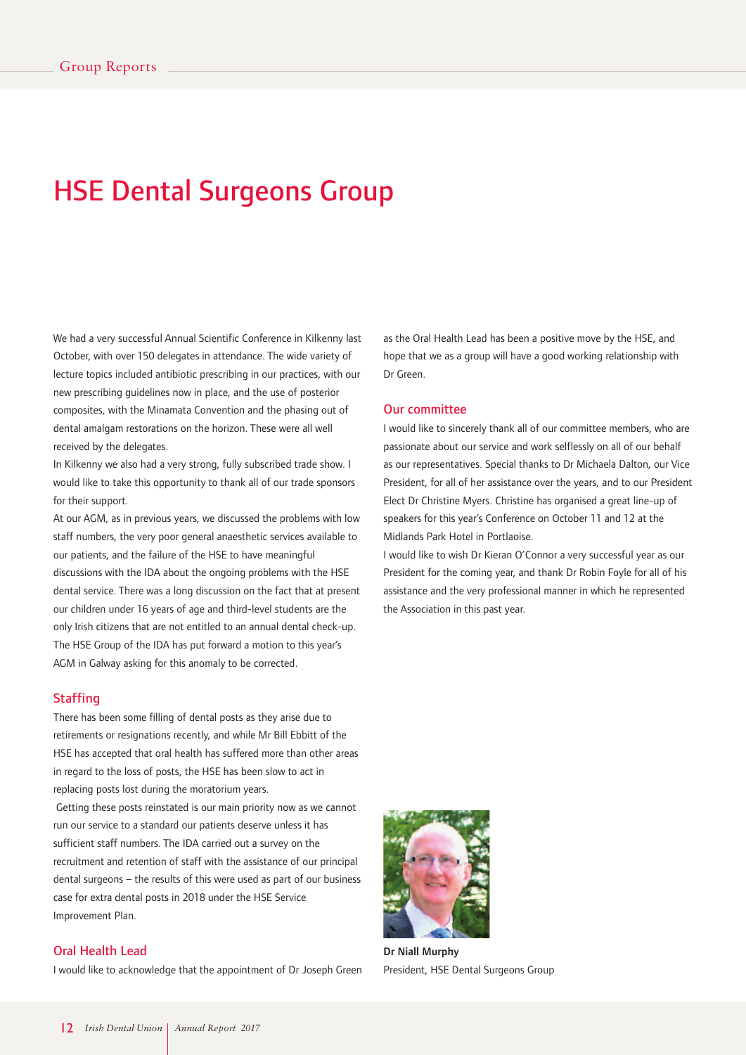# HSE Dental Surgeons Group

We had a very successful Annual Scientific Conference in Kilkenny last October, with over 150 delegates in attendance. The wide variety of lecture topics included antibiotic prescribing in our practices, with our new prescribing guidelines now in place, and the use of posterior composites, with the Minamata Convention and the phasing out of dental amalgam restorations on the horizon. These were all well received by the delegates.

In Kilkenny we also had a very strong, fully subscribed trade show. I would like to take this opportunity to thank all of our trade sponsors for their support.

At our AGM, as in previous years, we discussed the problems with low staff numbers, the very poor general anaesthetic services available to our patients, and the failure of the HSE to have meaningful discussions with the IDA about the ongoing problems with the HSE dental service. There was a long discussion on the fact that at present our children under 16 years of age and third-level students are the only Irish citizens that are not entitled to an annual dental check-up. The HSE Group of the IDA has put forward a motion to this year's AGM in Galway asking for this anomaly to be corrected.

## Staffing

There has been some filling of dental posts as they arise due to retirements or resignations recently, and while Mr Bill Ebbitt of the HSE has accepted that oral health has suffered more than other areas in regard to the loss of posts, the HSE has been slow to act in replacing posts lost during the moratorium years.

Getting these posts reinstated is our main priority now as we cannot run our service to a standard our patients deserve unless it has sufficient staff numbers. The IDA carried out a survey on the recruitment and retention of staff with the assistance of our principal dental surgeons – the results of this were used as part of our business case for extra dental posts in 2018 under the HSE Service Improvement Plan.

## Oral Health Lead

I would like to acknowledge that the appointment of Dr Joseph Green as the Oral Health Lead has been a positive move by the HSE, and hope that we as a group will have a good working relationship with Dr Green.

## Our committee

I would like to sincerely thank all of our committee members, who are passionate about our service and work selflessly on all of our behalf as our representatives. Special thanks to Dr Michaela Dalton, our Vice President, for all of her assistance over the years, and to our President Elect Dr Christine Myers. Christine has organised a great line-up of speakers for this year's Conference on October 11 and 12 at the Midlands Park Hotel in Portlaoise.

I would like to wish Dr Kieran O'Connor a very successful year as our President for the coming year, and thank Dr Robin Foyle for all of his assistance and the very professional manner in which he represented the Association in this past year.

**Dr Niall Murphy**
President, HSE Dental Surgeons Group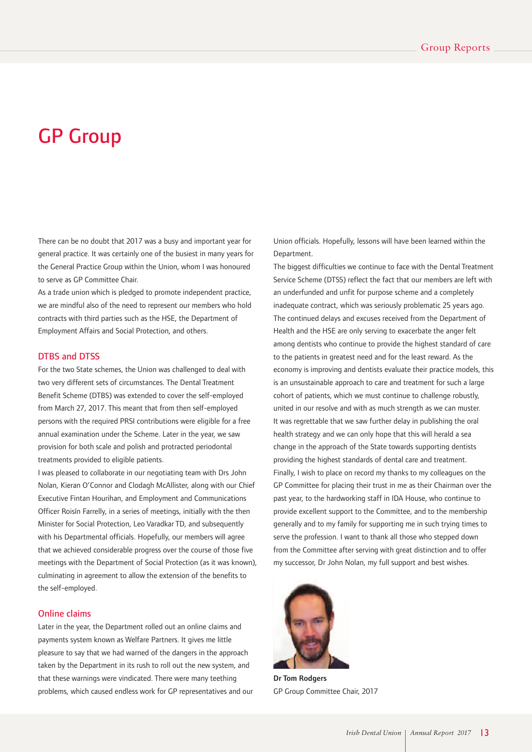# GP Group

There can be no doubt that 2017 was a busy and important year for general practice. It was certainly one of the busiest in many years for the General Practice Group within the Union, whom I was honoured to serve as GP Committee Chair.

As a trade union which is pledged to promote independent practice, we are mindful also of the need to represent our members who hold contracts with third parties such as the HSE, the Department of Employment Affairs and Social Protection, and others.

## DTBS and DTSS

For the two State schemes, the Union was challenged to deal with two very different sets of circumstances. The Dental Treatment Benefit Scheme (DTBS) was extended to cover the self-employed from March 27, 2017. This meant that from then self-employed persons with the required PRSI contributions were eligible for a free annual examination under the Scheme. Later in the year, we saw provision for both scale and polish and protracted periodontal treatments provided to eligible patients.

I was pleased to collaborate in our negotiating team with Drs John Nolan, Kieran O'Connor and Clodagh McAllister, along with our Chief Executive Fintan Hourihan, and Employment and Communications Officer Roisín Farrelly, in a series of meetings, initially with the then Minister for Social Protection, Leo Varadkar TD, and subsequently with his Departmental officials. Hopefully, our members will agree that we achieved considerable progress over the course of those five meetings with the Department of Social Protection (as it was known), culminating in agreement to allow the extension of the benefits to the self-employed.

## Online claims

Later in the year, the Department rolled out an online claims and payments system known as Welfare Partners. It gives me little pleasure to say that we had warned of the dangers in the approach taken by the Department in its rush to roll out the new system, and that these warnings were vindicated. There were many teething problems, which caused endless work for GP representatives and our Union officials. Hopefully, lessons will have been learned within the Department.

The biggest difficulties we continue to face with the Dental Treatment Service Scheme (DTSS) reflect the fact that our members are left with an underfunded and unfit for purpose scheme and a completely inadequate contract, which was seriously problematic 25 years ago. The continued delays and excuses received from the Department of Health and the HSE are only serving to exacerbate the anger felt among dentists who continue to provide the highest standard of care to the patients in greatest need and for the least reward. As the economy is improving and dentists evaluate their practice models, this is an unsustainable approach to care and treatment for such a large cohort of patients, which we must continue to challenge robustly, united in our resolve and with as much strength as we can muster.

It was regrettable that we saw further delay in publishing the oral health strategy and we can only hope that this will herald a sea change in the approach of the State towards supporting dentists providing the highest standards of dental care and treatment.

Finally, I wish to place on record my thanks to my colleagues on the GP Committee for placing their trust in me as their Chairman over the past year, to the hardworking staff in IDA House, who continue to provide excellent support to the Committee, and to the membership generally and to my family for supporting me in such trying times to serve the profession. I want to thank all those who stepped down from the Committee after serving with great distinction and to offer my successor, Dr John Nolan, my full support and best wishes.

**Dr Tom Rodgers**
GP Group Committee Chair, 2017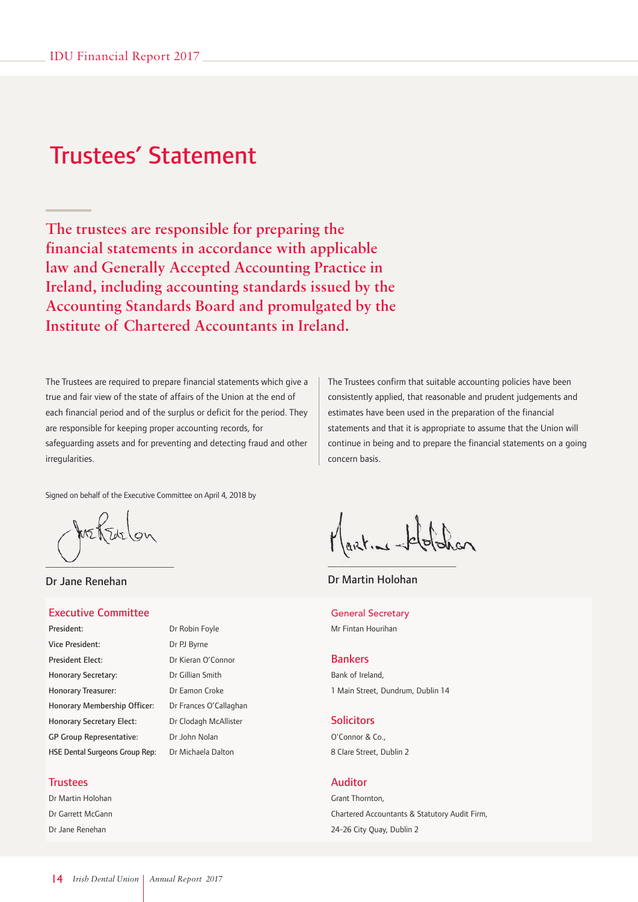# Trustees' Statement

**The trustees are responsible for preparing the financial statements in accordance with applicable law and Generally Accepted Accounting Practice in Ireland, including accounting standards issued by the Accounting Standards Board and promulgated by the Institute of Chartered Accountants in Ireland.**

The Trustees are required to prepare financial statements which give a true and fair view of the state of affairs of the Union at the end of each financial period and of the surplus or deficit for the period. They are responsible for keeping proper accounting records, for safeguarding assets and for preventing and detecting fraud and other irregularities.

The Trustees confirm that suitable accounting policies have been consistently applied, that reasonable and prudent judgements and estimates have been used in the preparation of the financial statements and that it is appropriate to assume that the Union will continue in being and to prepare the financial statements on a going concern basis.

Signed on behalf of the Executive Committee on April 4, 2018 by

\_\_\_\_\_\_\_\_\_\_\_\_\_\_\_\_\_\_\_\_\_\_\_\_\_\_

Dr Jane Renehan

\_\_\_\_\_\_\_\_\_\_\_\_\_\_\_\_\_\_\_\_\_\_\_\_\_\_

Dr Martin Holohan

## Executive Committee

| | |
|---|---|
| **President:** | Dr Robin Foyle |
| **Vice President:** | Dr PJ Byrne |
| **President Elect:** | Dr Kieran O'Connor |
| **Honorary Secretary:** | Dr Gillian Smith |
| **Honorary Treasurer:** | Dr Eamon Croke |
| **Honorary Membership Officer:** | Dr Frances O'Callaghan |
| **Honorary Secretary Elect:** | Dr Clodagh McAllister |
| **GP Group Representative:** | Dr John Nolan |
| **HSE Dental Surgeons Group Rep:** | Dr Michaela Dalton |

## Trustees

Dr Martin Holohan
Dr Garrett McGann
Dr Jane Renehan

## General Secretary

Mr Fintan Hourihan

## Bankers

Bank of Ireland,
1 Main Street, Dundrum, Dublin 14

## Solicitors

O'Connor & Co.,
8 Clare Street, Dublin 2

## Auditor

Grant Thornton,
Chartered Accountants & Statutory Audit Firm,
24-26 City Quay, Dublin 2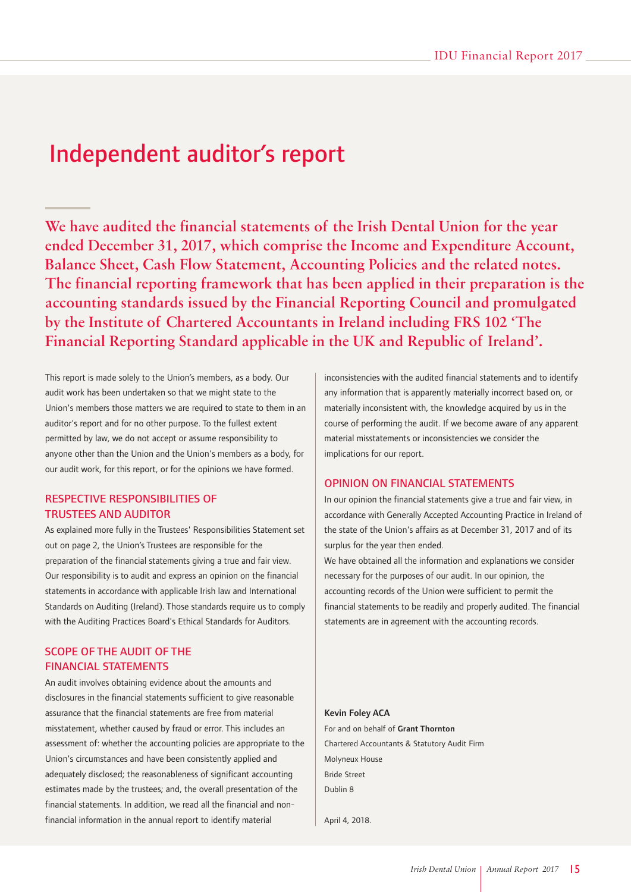# Independent auditor's report

**We have audited the financial statements of the Irish Dental Union for the year ended December 31, 2017, which comprise the Income and Expenditure Account, Balance Sheet, Cash Flow Statement, Accounting Policies and the related notes. The financial reporting framework that has been applied in their preparation is the accounting standards issued by the Financial Reporting Council and promulgated by the Institute of Chartered Accountants in Ireland including FRS 102 'The Financial Reporting Standard applicable in the UK and Republic of Ireland'.**

This report is made solely to the Union's members, as a body. Our audit work has been undertaken so that we might state to the Union's members those matters we are required to state to them in an auditor's report and for no other purpose. To the fullest extent permitted by law, we do not accept or assume responsibility to anyone other than the Union and the Union's members as a body, for our audit work, for this report, or for the opinions we have formed.

## RESPECTIVE RESPONSIBILITIES OF TRUSTEES AND AUDITOR

As explained more fully in the Trustees' Responsibilities Statement set out on page 2, the Union's Trustees are responsible for the preparation of the financial statements giving a true and fair view. Our responsibility is to audit and express an opinion on the financial statements in accordance with applicable Irish law and International Standards on Auditing (Ireland). Those standards require us to comply with the Auditing Practices Board's Ethical Standards for Auditors.

## SCOPE OF THE AUDIT OF THE FINANCIAL STATEMENTS

An audit involves obtaining evidence about the amounts and disclosures in the financial statements sufficient to give reasonable assurance that the financial statements are free from material misstatement, whether caused by fraud or error. This includes an assessment of: whether the accounting policies are appropriate to the Union's circumstances and have been consistently applied and adequately disclosed; the reasonableness of significant accounting estimates made by the trustees; and, the overall presentation of the financial statements. In addition, we read all the financial and non-financial information in the annual report to identify material inconsistencies with the audited financial statements and to identify any information that is apparently materially incorrect based on, or materially inconsistent with, the knowledge acquired by us in the course of performing the audit. If we become aware of any apparent material misstatements or inconsistencies we consider the implications for our report.

## OPINION ON FINANCIAL STATEMENTS

In our opinion the financial statements give a true and fair view, in accordance with Generally Accepted Accounting Practice in Ireland of the state of the Union's affairs as at December 31, 2017 and of its surplus for the year then ended.

We have obtained all the information and explanations we consider necessary for the purposes of our audit. In our opinion, the accounting records of the Union were sufficient to permit the financial statements to be readily and properly audited. The financial statements are in agreement with the accounting records.

**Kevin Foley ACA**
For and on behalf of **Grant Thornton**
Chartered Accountants & Statutory Audit Firm
Molyneux House
Bride Street
Dublin 8

April 4, 2018.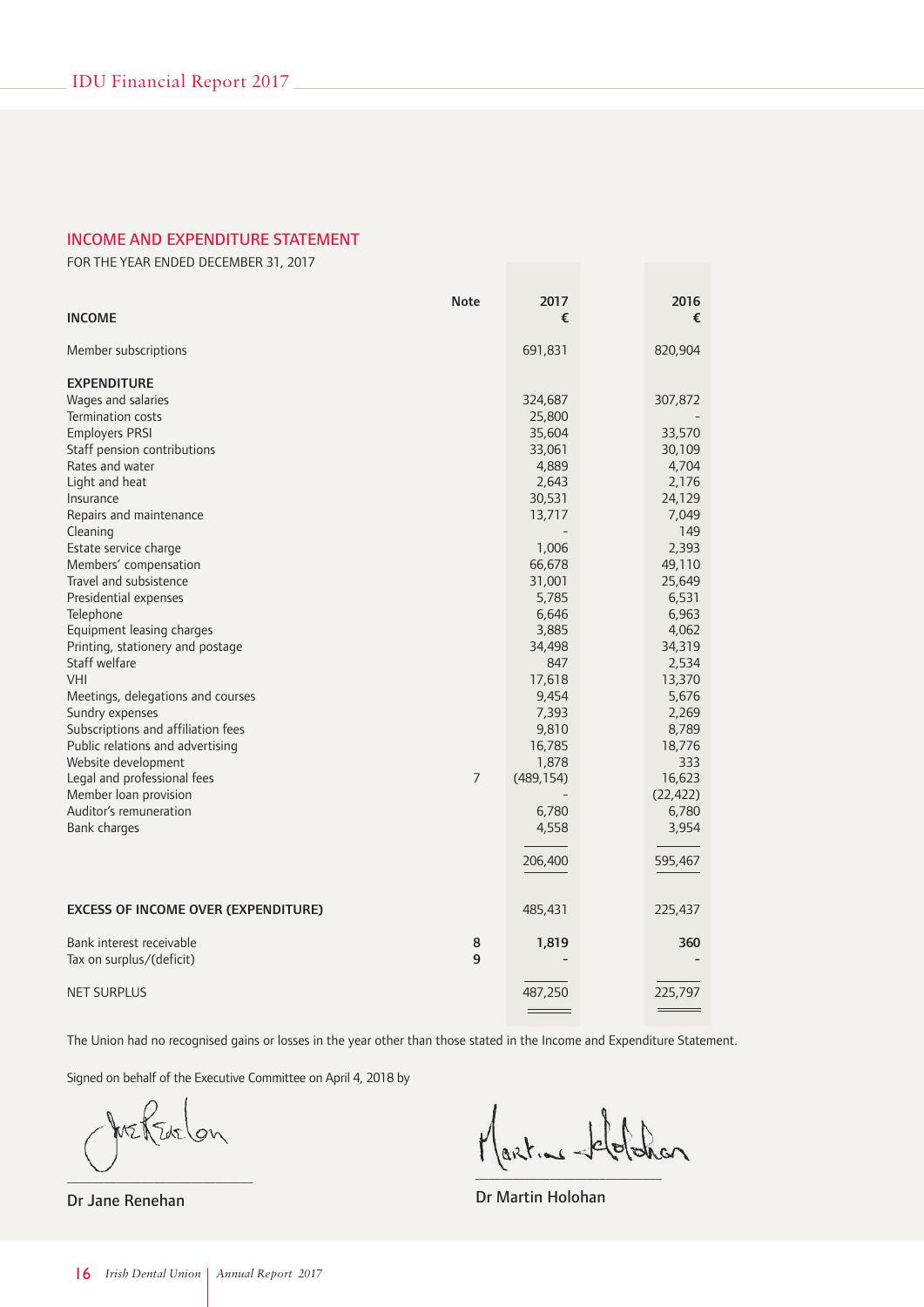## INCOME AND EXPENDITURE STATEMENT

FOR THE YEAR ENDED DECEMBER 31, 2017

| INCOME | Note | 2017 € | 2016 € |
|---|---|---|---|
| Member subscriptions | | 691,831 | 820,904 |
| **EXPENDITURE** | | | |
| Wages and salaries | | 324,687 | 307,872 |
| Termination costs | | 25,800 | - |
| Employers PRSI | | 35,604 | 33,570 |
| Staff pension contributions | | 33,061 | 30,109 |
| Rates and water | | 4,889 | 4,704 |
| Light and heat | | 2,643 | 2,176 |
| Insurance | | 30,531 | 24,129 |
| Repairs and maintenance | | 13,717 | 7,049 |
| Cleaning | | - | 149 |
| Estate service charge | | 1,006 | 2,393 |
| Members' compensation | | 66,678 | 49,110 |
| Travel and subsistence | | 31,001 | 25,649 |
| Presidential expenses | | 5,785 | 6,531 |
| Telephone | | 6,646 | 6,963 |
| Equipment leasing charges | | 3,885 | 4,062 |
| Printing, stationery and postage | | 34,498 | 34,319 |
| Staff welfare | | 847 | 2,534 |
| VHI | | 17,618 | 13,370 |
| Meetings, delegations and courses | | 9,454 | 5,676 |
| Sundry expenses | | 7,393 | 2,269 |
| Subscriptions and affiliation fees | | 9,810 | 8,789 |
| Public relations and advertising | | 16,785 | 18,776 |
| Website development | | 1,878 | 333 |
| Legal and professional fees | 7 | (489,154) | 16,623 |
| Member loan provision | | - | (22,422) |
| Auditor's remuneration | | 6,780 | 6,780 |
| Bank charges | | 4,558 | 3,954 |
| | | 206,400 | 595,467 |
| **EXCESS OF INCOME OVER (EXPENDITURE)** | | 485,431 | 225,437 |
| Bank interest receivable | **8** | **1,819** | **360** |
| Tax on surplus/(deficit) | **9** | - | - |
| NET SURPLUS | | 487,250 | 225,797 |

The Union had no recognised gains or losses in the year other than those stated in the Income and Expenditure Statement.

Signed on behalf of the Executive Committee on April 4, 2018 by

Dr Jane Renehan

Dr Martin Holohan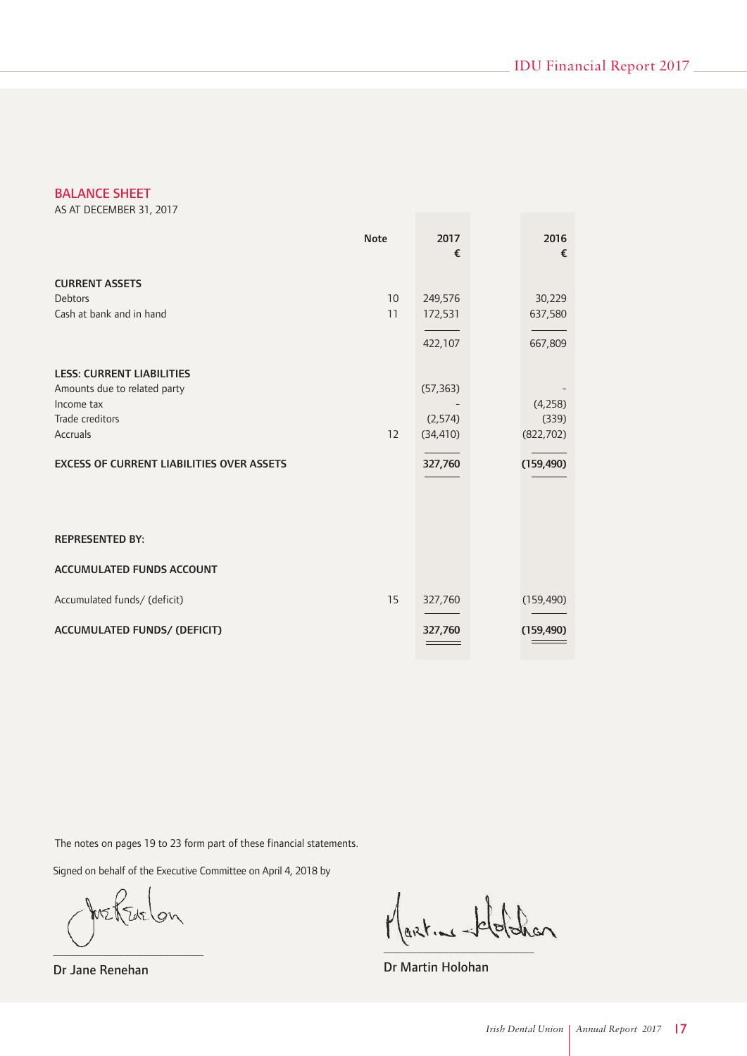## BALANCE SHEET

AS AT DECEMBER 31, 2017

| | Note | 2017 € | 2016 € |
|---|---|---|---|
| **CURRENT ASSETS** | | | |
| Debtors | 10 | 249,576 | 30,229 |
| Cash at bank and in hand | 11 | 172,531 | 637,580 |
| | | 422,107 | 667,809 |
| **LESS: CURRENT LIABILITIES** | | | |
| Amounts due to related party | | (57,363) | - |
| Income tax | | - | (4,258) |
| Trade creditors | | (2,574) | (339) |
| Accruals | 12 | (34,410) | (822,702) |
| **EXCESS OF CURRENT LIABILITIES OVER ASSETS** | | **327,760** | **(159,490)** |
| **REPRESENTED BY:** | | | |
| **ACCUMULATED FUNDS ACCOUNT** | | | |
| Accumulated funds/ (deficit) | 15 | 327,760 | (159,490) |
| **ACCUMULATED FUNDS/ (DEFICIT)** | | **327,760** | **(159,490)** |

The notes on pages 19 to 23 form part of these financial statements.

Signed on behalf of the Executive Committee on April 4, 2018 by

Dr Jane Renehan

Dr Martin Holohan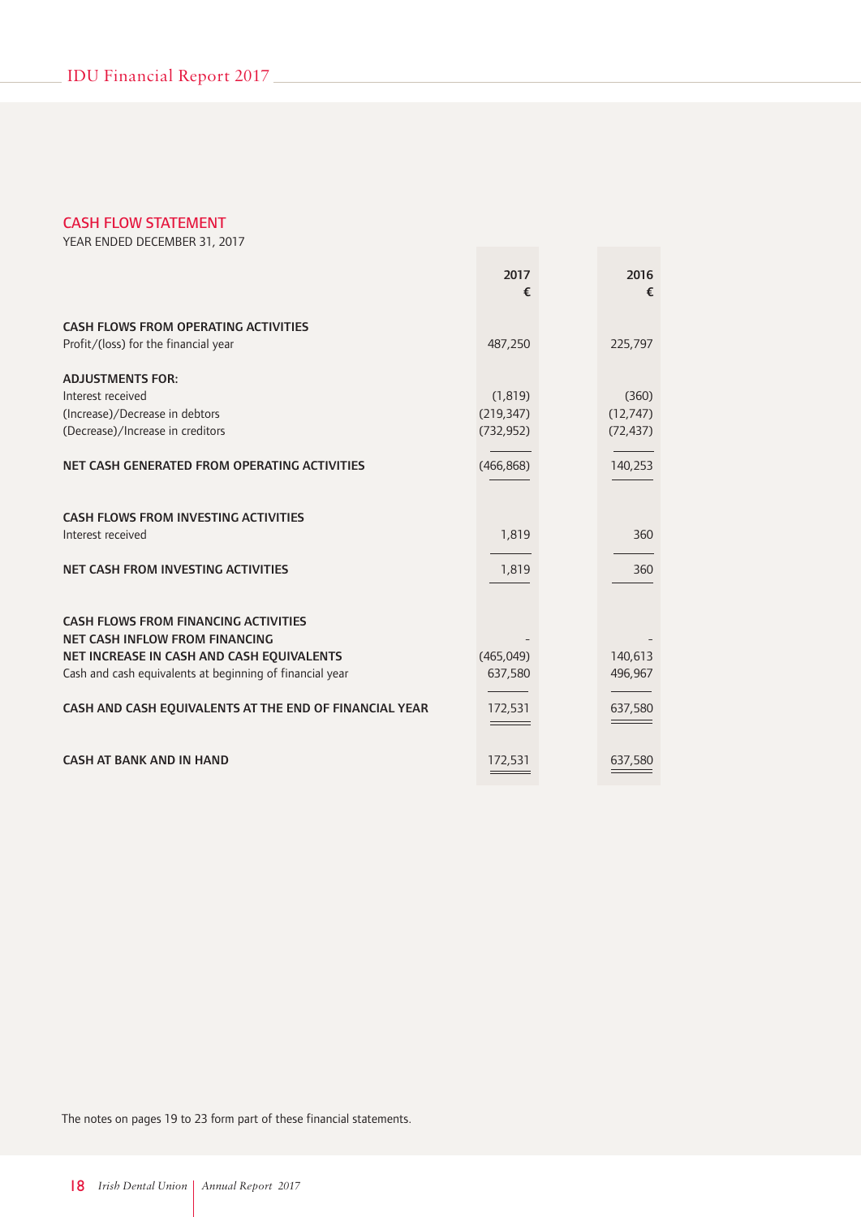## CASH FLOW STATEMENT

YEAR ENDED DECEMBER 31, 2017

| | 2017<br>€ | 2016<br>€ |
|---|---|---|
| **CASH FLOWS FROM OPERATING ACTIVITIES** | | |
| Profit/(loss) for the financial year | 487,250 | 225,797 |
| **ADJUSTMENTS FOR:** | | |
| Interest received | (1,819) | (360) |
| (Increase)/Decrease in debtors | (219,347) | (12,747) |
| (Decrease)/Increase in creditors | (732,952) | (72,437) |
| **NET CASH GENERATED FROM OPERATING ACTIVITIES** | (466,868) | 140,253 |
| **CASH FLOWS FROM INVESTING ACTIVITIES** | | |
| Interest received | 1,819 | 360 |
| **NET CASH FROM INVESTING ACTIVITIES** | 1,819 | 360 |
| **CASH FLOWS FROM FINANCING ACTIVITIES** | | |
| **NET CASH INFLOW FROM FINANCING** | - | - |
| **NET INCREASE IN CASH AND CASH EQUIVALENTS** | (465,049) | 140,613 |
| Cash and cash equivalents at beginning of financial year | 637,580 | 496,967 |
| **CASH AND CASH EQUIVALENTS AT THE END OF FINANCIAL YEAR** | 172,531 | 637,580 |
| **CASH AT BANK AND IN HAND** | 172,531 | 637,580 |

The notes on pages 19 to 23 form part of these financial statements.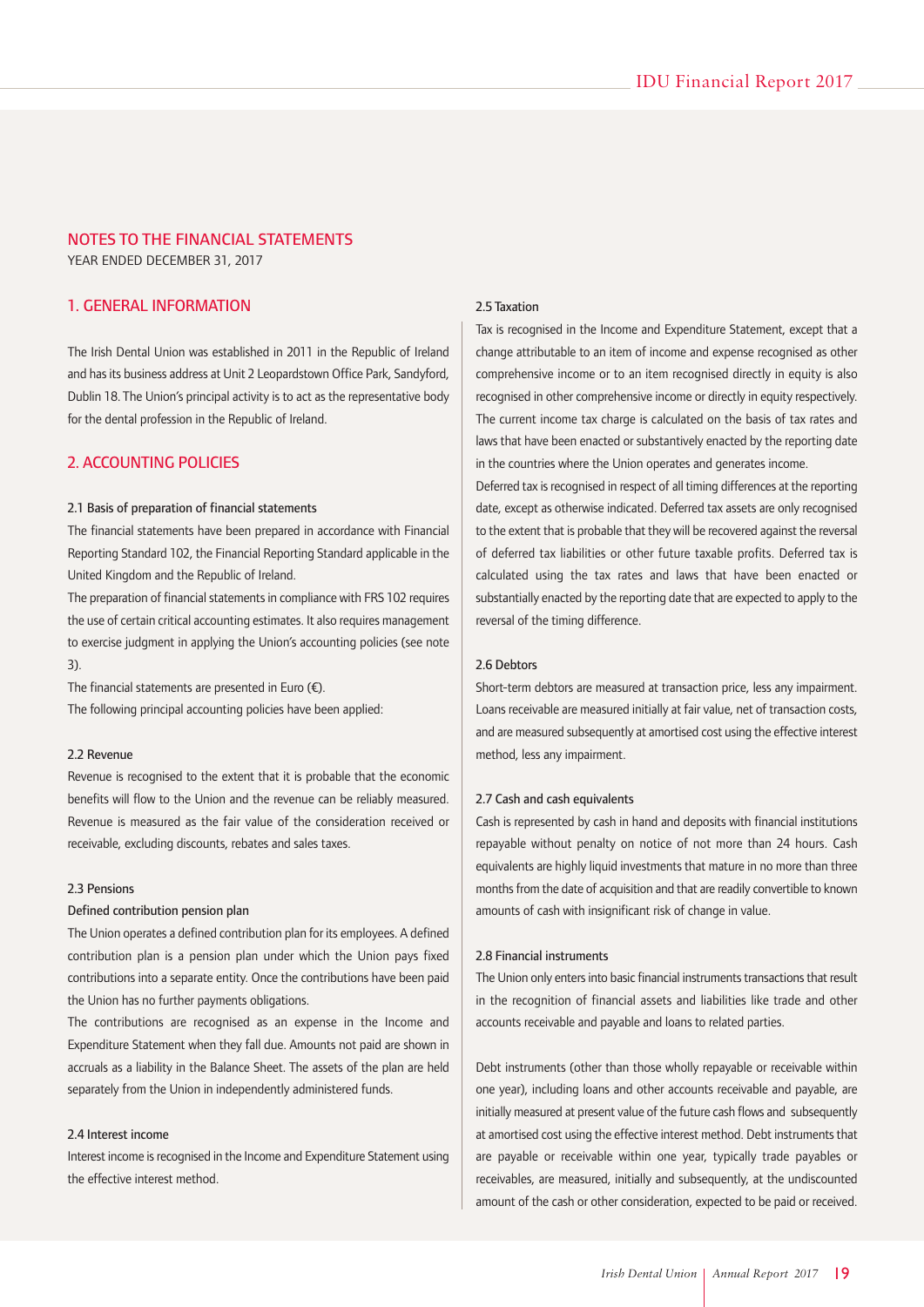## NOTES TO THE FINANCIAL STATEMENTS

YEAR ENDED DECEMBER 31, 2017

## 1. GENERAL INFORMATION

The Irish Dental Union was established in 2011 in the Republic of Ireland and has its business address at Unit 2 Leopardstown Office Park, Sandyford, Dublin 18. The Union's principal activity is to act as the representative body for the dental profession in the Republic of Ireland.

## 2. ACCOUNTING POLICIES

### 2.1 Basis of preparation of financial statements

The financial statements have been prepared in accordance with Financial Reporting Standard 102, the Financial Reporting Standard applicable in the United Kingdom and the Republic of Ireland.

The preparation of financial statements in compliance with FRS 102 requires the use of certain critical accounting estimates. It also requires management to exercise judgment in applying the Union's accounting policies (see note 3).

The financial statements are presented in Euro (€).

The following principal accounting policies have been applied:

### 2.2 Revenue

Revenue is recognised to the extent that it is probable that the economic benefits will flow to the Union and the revenue can be reliably measured. Revenue is measured as the fair value of the consideration received or receivable, excluding discounts, rebates and sales taxes.

### 2.3 Pensions

**Defined contribution pension plan**

The Union operates a defined contribution plan for its employees. A defined contribution plan is a pension plan under which the Union pays fixed contributions into a separate entity. Once the contributions have been paid the Union has no further payments obligations.

The contributions are recognised as an expense in the Income and Expenditure Statement when they fall due. Amounts not paid are shown in accruals as a liability in the Balance Sheet. The assets of the plan are held separately from the Union in independently administered funds.

### 2.4 Interest income

Interest income is recognised in the Income and Expenditure Statement using the effective interest method.

### 2.5 Taxation

Tax is recognised in the Income and Expenditure Statement, except that a change attributable to an item of income and expense recognised as other comprehensive income or to an item recognised directly in equity is also recognised in other comprehensive income or directly in equity respectively.

The current income tax charge is calculated on the basis of tax rates and laws that have been enacted or substantively enacted by the reporting date in the countries where the Union operates and generates income.

Deferred tax is recognised in respect of all timing differences at the reporting date, except as otherwise indicated. Deferred tax assets are only recognised to the extent that is probable that they will be recovered against the reversal of deferred tax liabilities or other future taxable profits. Deferred tax is calculated using the tax rates and laws that have been enacted or substantially enacted by the reporting date that are expected to apply to the reversal of the timing difference.

### 2.6 Debtors

Short-term debtors are measured at transaction price, less any impairment. Loans receivable are measured initially at fair value, net of transaction costs, and are measured subsequently at amortised cost using the effective interest method, less any impairment.

### 2.7 Cash and cash equivalents

Cash is represented by cash in hand and deposits with financial institutions repayable without penalty on notice of not more than 24 hours. Cash equivalents are highly liquid investments that mature in no more than three months from the date of acquisition and that are readily convertible to known amounts of cash with insignificant risk of change in value.

### 2.8 Financial instruments

The Union only enters into basic financial instruments transactions that result in the recognition of financial assets and liabilities like trade and other accounts receivable and payable and loans to related parties.

Debt instruments (other than those wholly repayable or receivable within one year), including loans and other accounts receivable and payable, are initially measured at present value of the future cash flows and subsequently at amortised cost using the effective interest method. Debt instruments that are payable or receivable within one year, typically trade payables or receivables, are measured, initially and subsequently, at the undiscounted amount of the cash or other consideration, expected to be paid or received.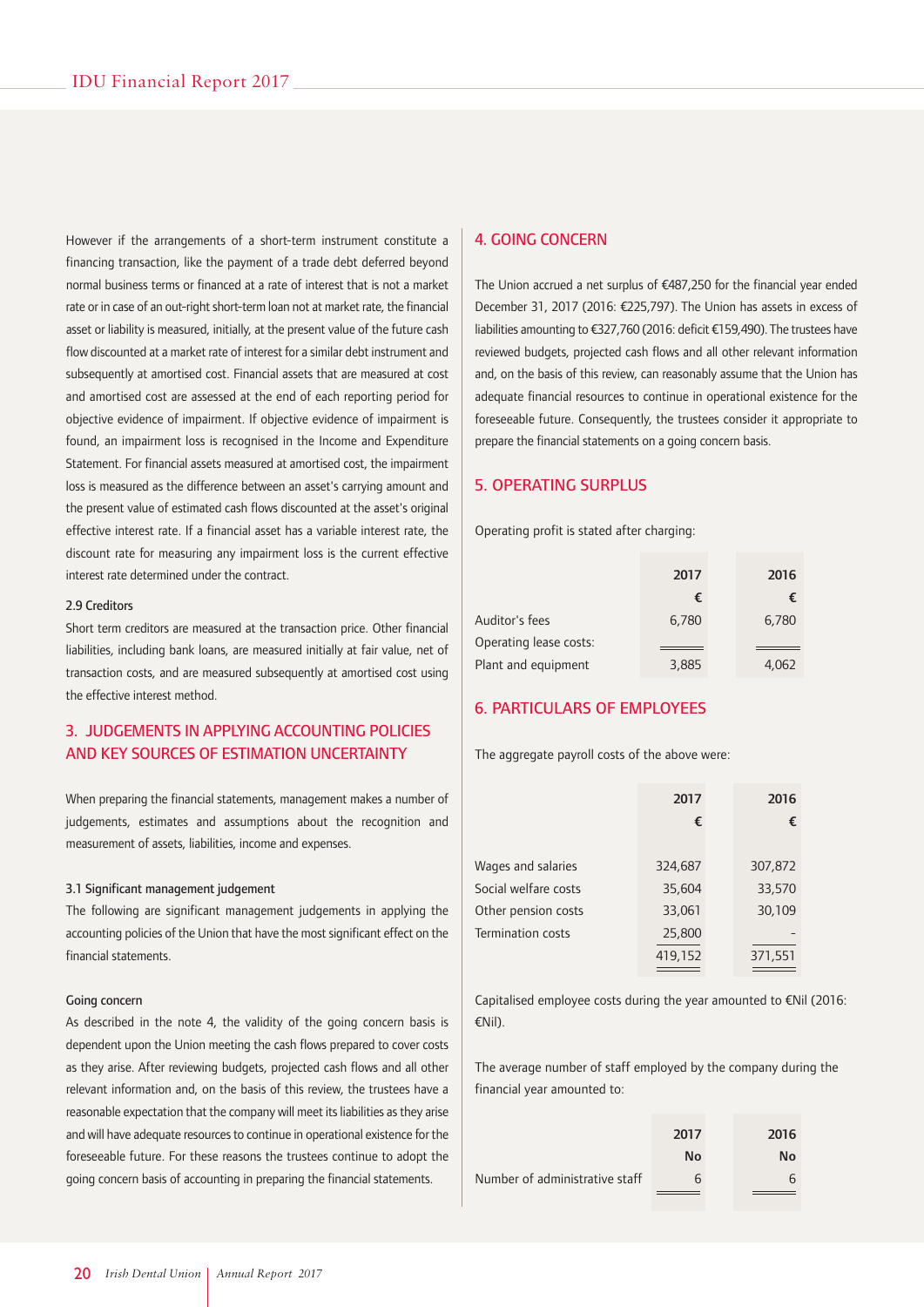However if the arrangements of a short-term instrument constitute a financing transaction, like the payment of a trade debt deferred beyond normal business terms or financed at a rate of interest that is not a market rate or in case of an out-right short-term loan not at market rate, the financial asset or liability is measured, initially, at the present value of the future cash flow discounted at a market rate of interest for a similar debt instrument and subsequently at amortised cost. Financial assets that are measured at cost and amortised cost are assessed at the end of each reporting period for objective evidence of impairment. If objective evidence of impairment is found, an impairment loss is recognised in the Income and Expenditure Statement. For financial assets measured at amortised cost, the impairment loss is measured as the difference between an asset's carrying amount and the present value of estimated cash flows discounted at the asset's original effective interest rate. If a financial asset has a variable interest rate, the discount rate for measuring any impairment loss is the current effective interest rate determined under the contract.

2.9 Creditors

Short term creditors are measured at the transaction price. Other financial liabilities, including bank loans, are measured initially at fair value, net of transaction costs, and are measured subsequently at amortised cost using the effective interest method.

## 3. JUDGEMENTS IN APPLYING ACCOUNTING POLICIES AND KEY SOURCES OF ESTIMATION UNCERTAINTY

When preparing the financial statements, management makes a number of judgements, estimates and assumptions about the recognition and measurement of assets, liabilities, income and expenses.

3.1 Significant management judgement

The following are significant management judgements in applying the accounting policies of the Union that have the most significant effect on the financial statements.

Going concern

As described in the note 4, the validity of the going concern basis is dependent upon the Union meeting the cash flows prepared to cover costs as they arise. After reviewing budgets, projected cash flows and all other relevant information and, on the basis of this review, the trustees have a reasonable expectation that the company will meet its liabilities as they arise and will have adequate resources to continue in operational existence for the foreseeable future. For these reasons the trustees continue to adopt the going concern basis of accounting in preparing the financial statements.

## 4. GOING CONCERN

The Union accrued a net surplus of €487,250 for the financial year ended December 31, 2017 (2016: €225,797). The Union has assets in excess of liabilities amounting to €327,760 (2016: deficit €159,490). The trustees have reviewed budgets, projected cash flows and all other relevant information and, on the basis of this review, can reasonably assume that the Union has adequate financial resources to continue in operational existence for the foreseeable future. Consequently, the trustees consider it appropriate to prepare the financial statements on a going concern basis.

## 5. OPERATING SURPLUS

Operating profit is stated after charging:

| | 2017 | 2016 |
|---|---|---|
| | € | € |
| Auditor's fees | 6,780 | 6,780 |
| Operating lease costs: | | |
| Plant and equipment | 3,885 | 4,062 |

## 6. PARTICULARS OF EMPLOYEES

The aggregate payroll costs of the above were:

| | 2017 | 2016 |
|---|---|---|
| | € | € |
| Wages and salaries | 324,687 | 307,872 |
| Social welfare costs | 35,604 | 33,570 |
| Other pension costs | 33,061 | 30,109 |
| Termination costs | 25,800 | - |
| | 419,152 | 371,551 |

Capitalised employee costs during the year amounted to €Nil (2016: €Nil).

The average number of staff employed by the company during the financial year amounted to:

| | 2017 | 2016 |
|---|---|---|
| | No | No |
| Number of administrative staff | 6 | 6 |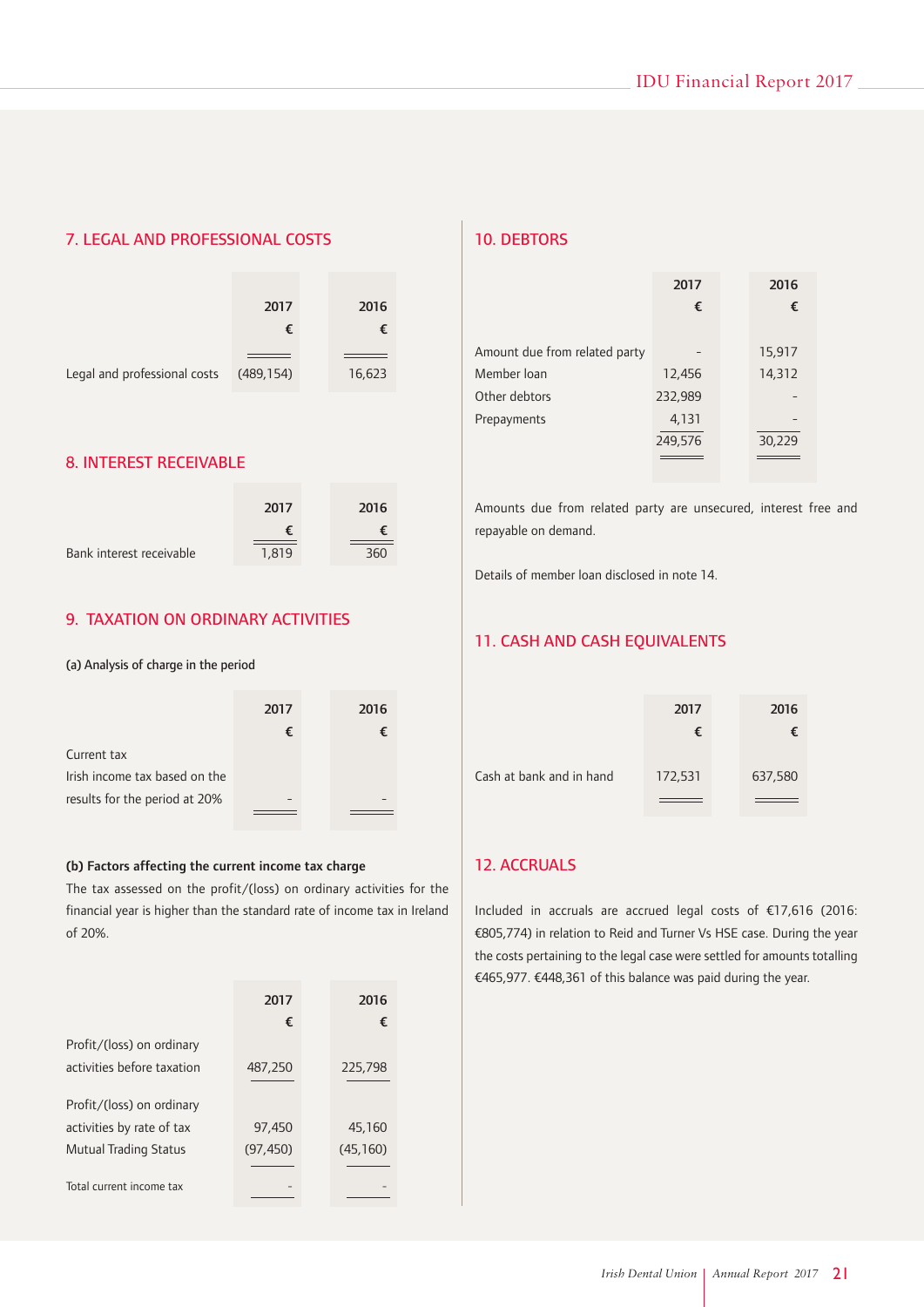## 7. LEGAL AND PROFESSIONAL COSTS

| | 2017 € | 2016 € |
|---|---|---|
| Legal and professional costs | (489,154) | 16,623 |

## 8. INTEREST RECEIVABLE

| | 2017 € | 2016 € |
|---|---|---|
| Bank interest receivable | 1,819 | 360 |

## 9. TAXATION ON ORDINARY ACTIVITIES

**(a) Analysis of charge in the period**

| | 2017 € | 2016 € |
|---|---|---|
| Current tax | | |
| Irish income tax based on the results for the period at 20% | - | - |

**(b) Factors affecting the current income tax charge**

The tax assessed on the profit/(loss) on ordinary activities for the financial year is higher than the standard rate of income tax in Ireland of 20%.

| | 2017 € | 2016 € |
|---|---|---|
| Profit/(loss) on ordinary activities before taxation | 487,250 | 225,798 |
| Profit/(loss) on ordinary activities by rate of tax | 97,450 | 45,160 |
| Mutual Trading Status | (97,450) | (45,160) |
| Total current income tax | - | - |

## 10. DEBTORS

| | 2017 € | 2016 € |
|---|---|---|
| Amount due from related party | - | 15,917 |
| Member loan | 12,456 | 14,312 |
| Other debtors | 232,989 | - |
| Prepayments | 4,131 | - |
| | 249,576 | 30,229 |

Amounts due from related party are unsecured, interest free and repayable on demand.

Details of member loan disclosed in note 14.

## 11. CASH AND CASH EQUIVALENTS

| | 2017 € | 2016 € |
|---|---|---|
| Cash at bank and in hand | 172,531 | 637,580 |

## 12. ACCRUALS

Included in accruals are accrued legal costs of €17,616 (2016: €805,774) in relation to Reid and Turner Vs HSE case. During the year the costs pertaining to the legal case were settled for amounts totalling €465,977. €448,361 of this balance was paid during the year.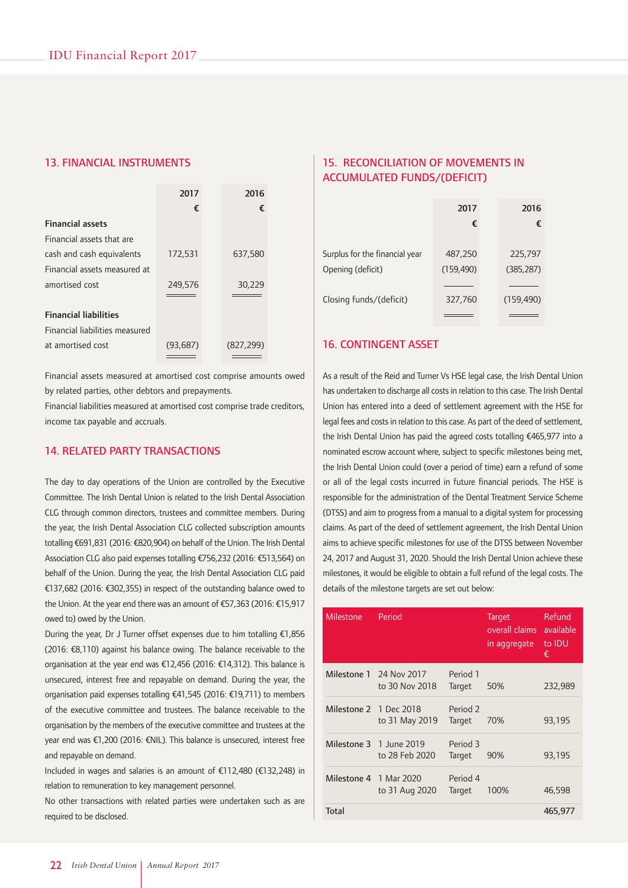## 13. FINANCIAL INSTRUMENTS

| | 2017 € | 2016 € |
|---|---|---|
| **Financial assets** | | |
| Financial assets that are cash and cash equivalents | 172,531 | 637,580 |
| Financial assets measured at amortised cost | 249,576 | 30,229 |
| **Financial liabilities** | | |
| Financial liabilities measured at amortised cost | (93,687) | (827,299) |

Financial assets measured at amortised cost comprise amounts owed by related parties, other debtors and prepayments.
Financial liabilities measured at amortised cost comprise trade creditors, income tax payable and accruals.

## 14. RELATED PARTY TRANSACTIONS

The day to day operations of the Union are controlled by the Executive Committee. The Irish Dental Union is related to the Irish Dental Association CLG through common directors, trustees and committee members. During the year, the Irish Dental Association CLG collected subscription amounts totalling €691,831 (2016: €820,904) on behalf of the Union. The Irish Dental Association CLG also paid expenses totalling €756,232 (2016: €513,564) on behalf of the Union. During the year, the Irish Dental Association CLG paid €137,682 (2016: €302,355) in respect of the outstanding balance owed to the Union. At the year end there was an amount of €57,363 (2016: €15,917 owed to) owed by the Union.

During the year, Dr J Turner offset expenses due to him totalling €1,856 (2016: €8,110) against his balance owing. The balance receivable to the organisation at the year end was €12,456 (2016: €14,312). This balance is unsecured, interest free and repayable on demand. During the year, the organisation paid expenses totalling €41,545 (2016: €19,711) to members of the executive committee and trustees. The balance receivable to the organisation by the members of the executive committee and trustees at the year end was €1,200 (2016: €NIL). This balance is unsecured, interest free and repayable on demand.

Included in wages and salaries is an amount of €112,480 (€132,248) in relation to remuneration to key management personnel.

No other transactions with related parties were undertaken such as are required to be disclosed.

## 15. RECONCILIATION OF MOVEMENTS IN ACCUMULATED FUNDS/(DEFICIT)

| | 2017 € | 2016 € |
|---|---|---|
| Surplus for the financial year | 487,250 | 225,797 |
| Opening (deficit) | (159,490) | (385,287) |
| Closing funds/(deficit) | 327,760 | (159,490) |

## 16. CONTINGENT ASSET

As a result of the Reid and Turner Vs HSE legal case, the Irish Dental Union has undertaken to discharge all costs in relation to this case. The Irish Dental Union has entered into a deed of settlement agreement with the HSE for legal fees and costs in relation to this case. As part of the deed of settlement, the Irish Dental Union has paid the agreed costs totalling €465,977 into a nominated escrow account where, subject to specific milestones being met, the Irish Dental Union could (over a period of time) earn a refund of some or all of the legal costs incurred in future financial periods. The HSE is responsible for the administration of the Dental Treatment Service Scheme (DTSS) and aim to progress from a manual to a digital system for processing claims. As part of the deed of settlement agreement, the Irish Dental Union aims to achieve specific milestones for use of the DTSS between November 24, 2017 and August 31, 2020. Should the Irish Dental Union achieve these milestones, it would be eligible to obtain a full refund of the legal costs. The details of the milestone targets are set out below:

| Milestone | Period | | Target overall claims in aggregate | Refund available to IDU € |
|---|---|---|---|---|
| Milestone 1 | 24 Nov 2017 to 30 Nov 2018 | Period 1 Target | 50% | 232,989 |
| Milestone 2 | 1 Dec 2018 to 31 May 2019 | Period 2 Target | 70% | 93,195 |
| Milestone 3 | 1 June 2019 to 28 Feb 2020 | Period 3 Target | 90% | 93,195 |
| Milestone 4 | 1 Mar 2020 to 31 Aug 2020 | Period 4 Target | 100% | 46,598 |
| Total | | | | 465,977 |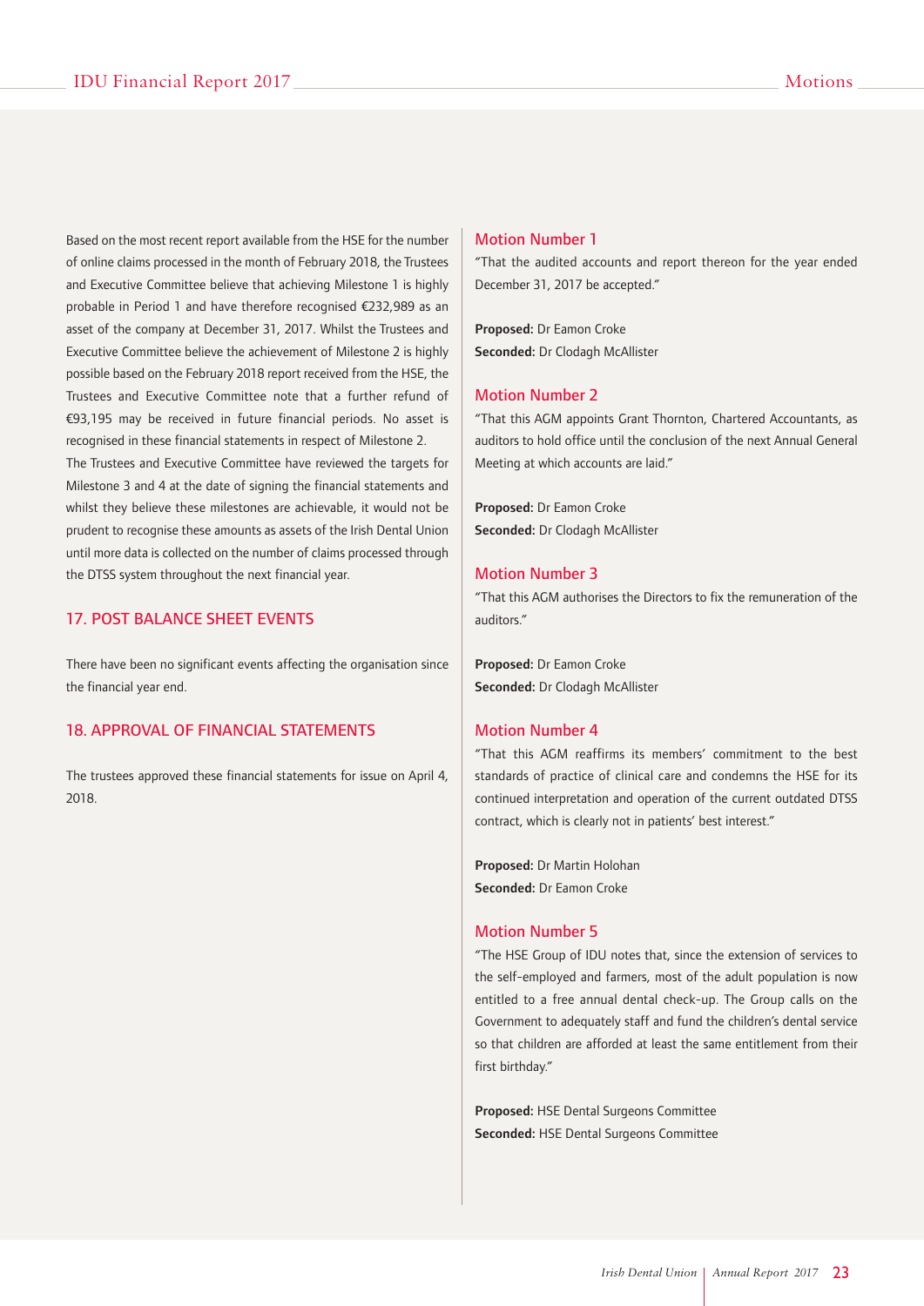Based on the most recent report available from the HSE for the number of online claims processed in the month of February 2018, the Trustees and Executive Committee believe that achieving Milestone 1 is highly probable in Period 1 and have therefore recognised €232,989 as an asset of the company at December 31, 2017. Whilst the Trustees and Executive Committee believe the achievement of Milestone 2 is highly possible based on the February 2018 report received from the HSE, the Trustees and Executive Committee note that a further refund of €93,195 may be received in future financial periods. No asset is recognised in these financial statements in respect of Milestone 2.
The Trustees and Executive Committee have reviewed the targets for Milestone 3 and 4 at the date of signing the financial statements and whilst they believe these milestones are achievable, it would not be prudent to recognise these amounts as assets of the Irish Dental Union until more data is collected on the number of claims processed through the DTSS system throughout the next financial year.

## 17. POST BALANCE SHEET EVENTS

There have been no significant events affecting the organisation since the financial year end.

## 18. APPROVAL OF FINANCIAL STATEMENTS

The trustees approved these financial statements for issue on April 4, 2018.

## Motion Number 1

"That the audited accounts and report thereon for the year ended December 31, 2017 be accepted."

**Proposed:** Dr Eamon Croke
**Seconded:** Dr Clodagh McAllister

## Motion Number 2

"That this AGM appoints Grant Thornton, Chartered Accountants, as auditors to hold office until the conclusion of the next Annual General Meeting at which accounts are laid."

**Proposed:** Dr Eamon Croke
**Seconded:** Dr Clodagh McAllister

## Motion Number 3

"That this AGM authorises the Directors to fix the remuneration of the auditors."

**Proposed:** Dr Eamon Croke
**Seconded:** Dr Clodagh McAllister

## Motion Number 4

"That this AGM reaffirms its members' commitment to the best standards of practice of clinical care and condemns the HSE for its continued interpretation and operation of the current outdated DTSS contract, which is clearly not in patients' best interest."

**Proposed:** Dr Martin Holohan
**Seconded:** Dr Eamon Croke

## Motion Number 5

"The HSE Group of IDU notes that, since the extension of services to the self-employed and farmers, most of the adult population is now entitled to a free annual dental check-up. The Group calls on the Government to adequately staff and fund the children's dental service so that children are afforded at least the same entitlement from their first birthday."

**Proposed:** HSE Dental Surgeons Committee
**Seconded:** HSE Dental Surgeons Committee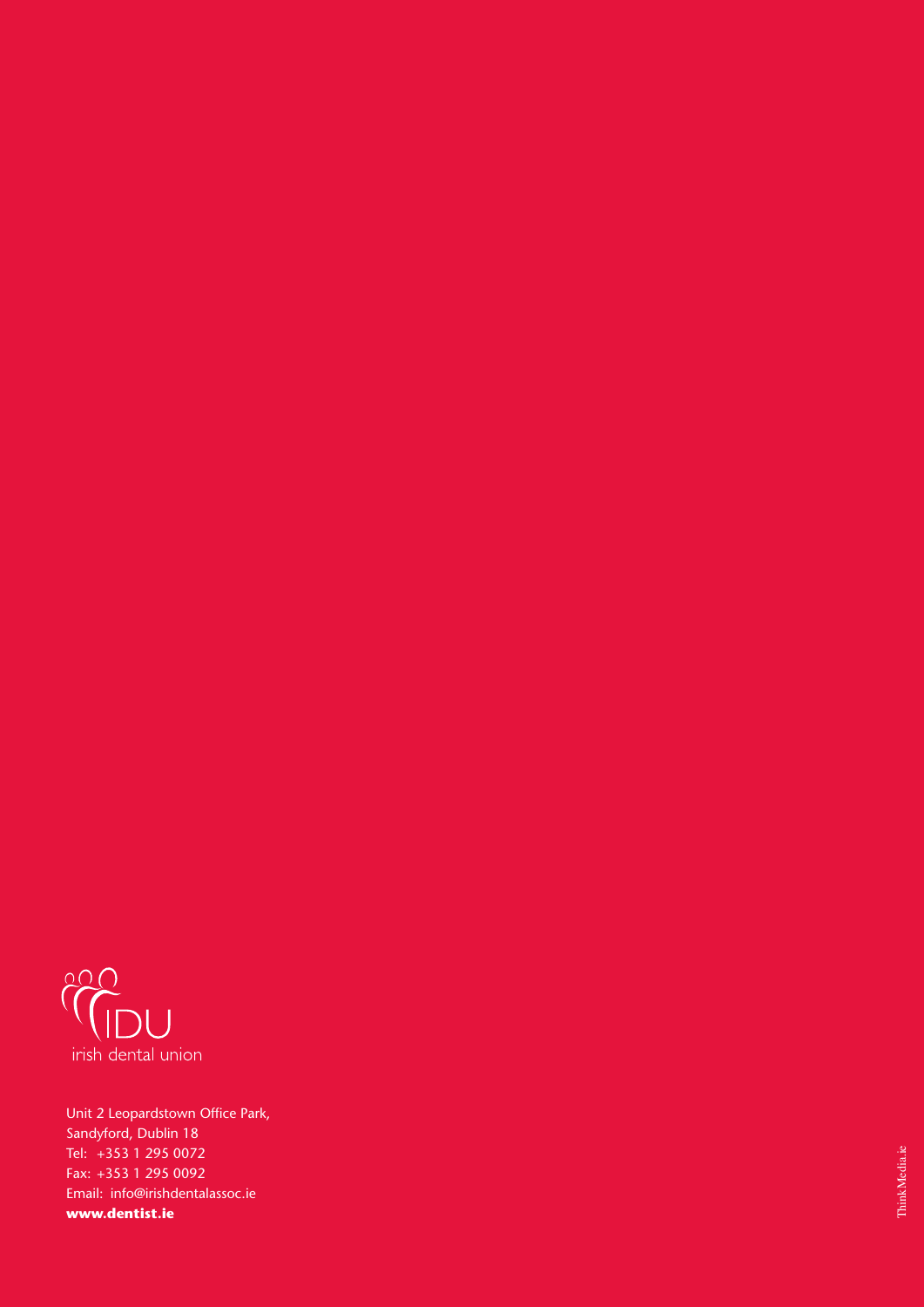IDU

irish dental union

Unit 2 Leopardstown Office Park,
Sandyford, Dublin 18
Tel: +353 1 295 0072
Fax: +353 1 295 0092
Email: info@irishdentalassoc.ie
**www.dentist.ie**

ThinkMedia.ie